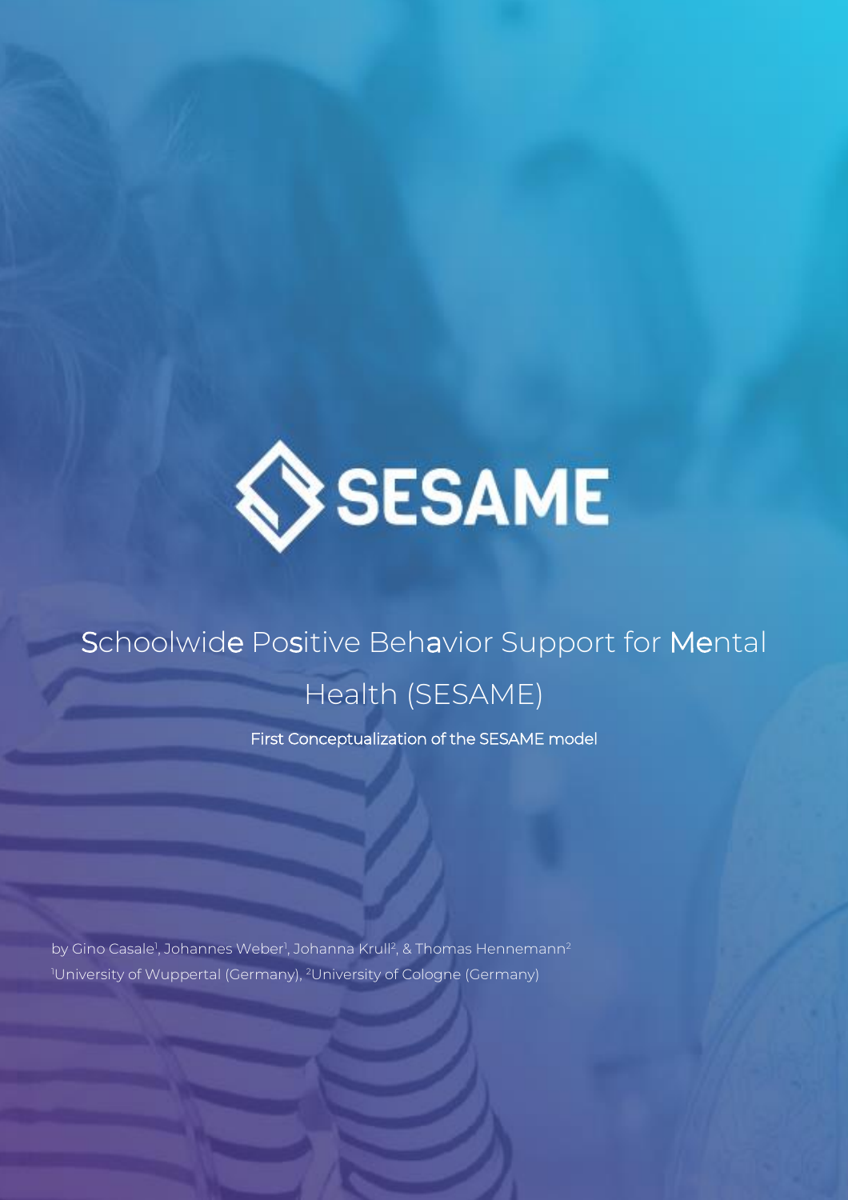# SESAME

# Schoolwide Positive Behavior Support for Mental Health (SESAME)

First Conceptualization of the SESAME model

by Gino Casale[1], Johannes Weber[1], Johanna Krull[2], & Thomas Hennemann[2]

[1]University of Wuppertal (Germany), [2]University of Cologne (Germany)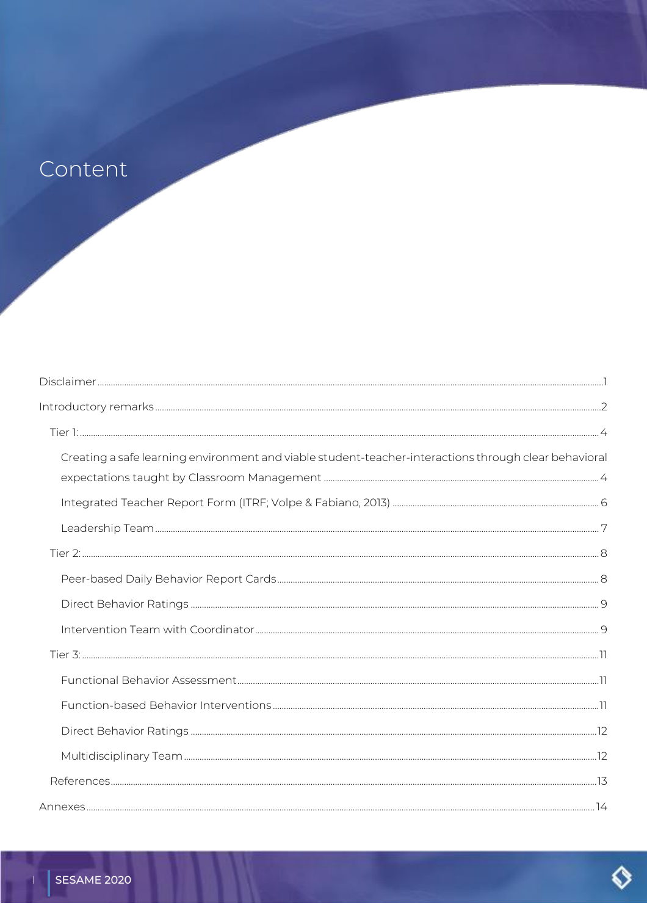# Content

- Disclaimer ... 1
- Introductory remarks ... 2
  - Tier 1: ... 4
    - Creating a safe learning environment and viable student-teacher-interactions through clear behavioral expectations taught by Classroom Management ... 4
    - Integrated Teacher Report Form (ITRF; Volpe & Fabiano, 2013) ... 6
    - Leadership Team ... 7
  - Tier 2: ... 8
    - Peer-based Daily Behavior Report Cards ... 8
    - Direct Behavior Ratings ... 9
    - Intervention Team with Coordinator ... 9
  - Tier 3: ... 11
    - Functional Behavior Assessment ... 11
    - Function-based Behavior Interventions ... 11
    - Direct Behavior Ratings ... 12
    - Multidisciplinary Team ... 12
  - References ... 13
- Annexes ... 14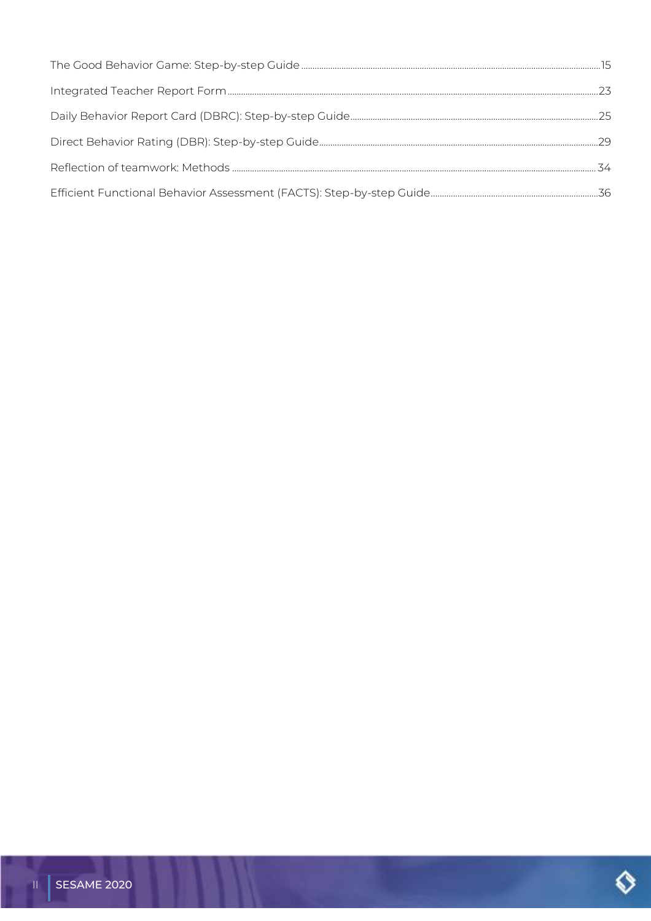The Good Behavior Game: Step-by-step Guide ..... 15

Integrated Teacher Report Form ..... 23

Daily Behavior Report Card (DBRC): Step-by-step Guide ..... 25

Direct Behavior Rating (DBR): Step-by-step Guide ..... 29

Reflection of teamwork: Methods ..... 34

Efficient Functional Behavior Assessment (FACTS): Step-by-step Guide ..... 36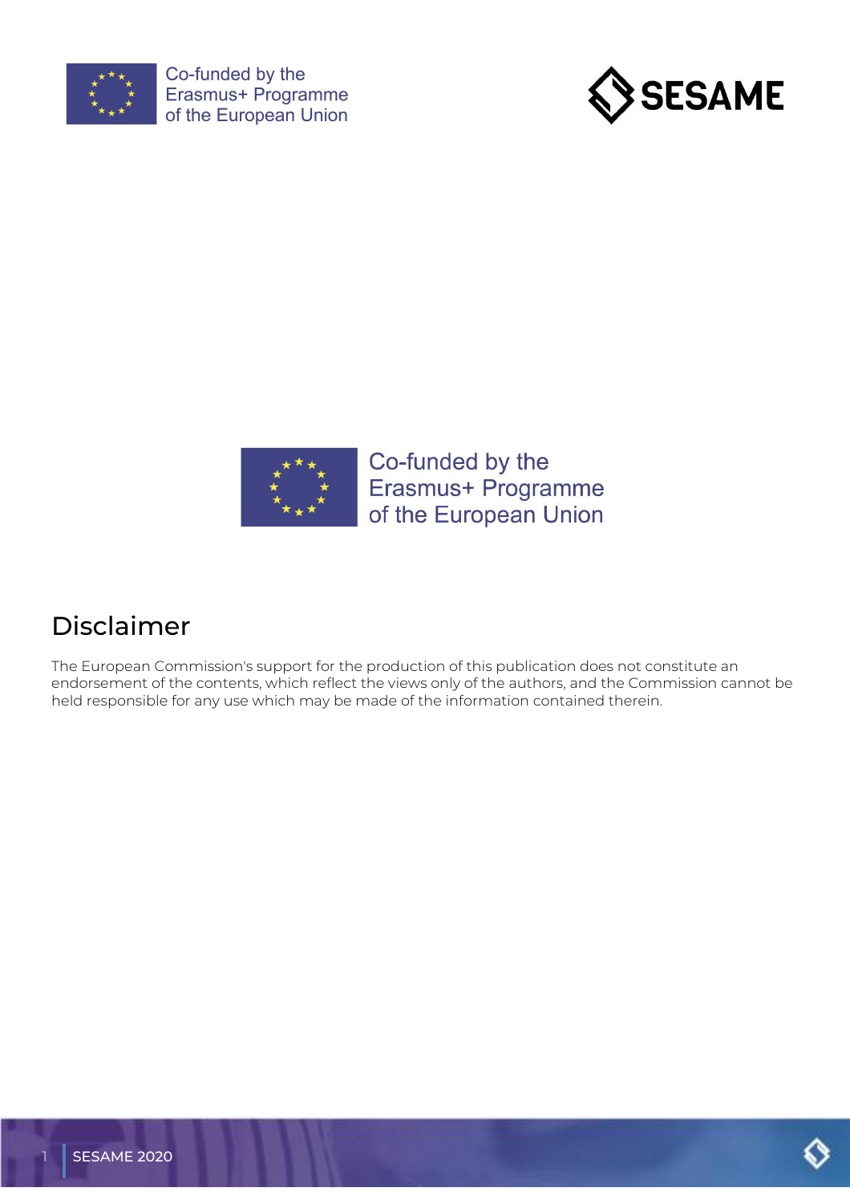Co-funded by the
Erasmus+ Programme
of the European Union

# Disclaimer

The European Commission's support for the production of this publication does not constitute an endorsement of the contents, which reflect the views only of the authors, and the Commission cannot be held responsible for any use which may be made of the information contained therein.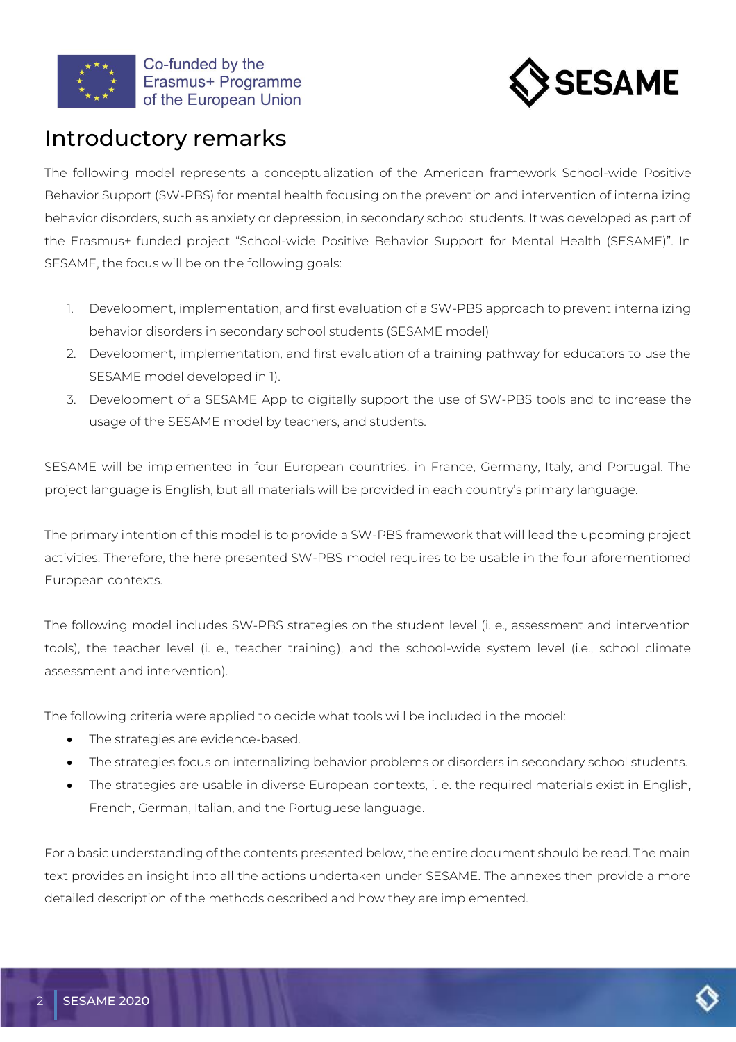# Introductory remarks

The following model represents a conceptualization of the American framework School-wide Positive Behavior Support (SW-PBS) for mental health focusing on the prevention and intervention of internalizing behavior disorders, such as anxiety or depression, in secondary school students. It was developed as part of the Erasmus+ funded project "School-wide Positive Behavior Support for Mental Health (SESAME)". In SESAME, the focus will be on the following goals:

1. Development, implementation, and first evaluation of a SW-PBS approach to prevent internalizing behavior disorders in secondary school students (SESAME model)
2. Development, implementation, and first evaluation of a training pathway for educators to use the SESAME model developed in 1).
3. Development of a SESAME App to digitally support the use of SW-PBS tools and to increase the usage of the SESAME model by teachers, and students.

SESAME will be implemented in four European countries: in France, Germany, Italy, and Portugal. The project language is English, but all materials will be provided in each country's primary language.

The primary intention of this model is to provide a SW-PBS framework that will lead the upcoming project activities. Therefore, the here presented SW-PBS model requires to be usable in the four aforementioned European contexts.

The following model includes SW-PBS strategies on the student level (i. e., assessment and intervention tools), the teacher level (i. e., teacher training), and the school-wide system level (i.e., school climate assessment and intervention).

The following criteria were applied to decide what tools will be included in the model:

- The strategies are evidence-based.
- The strategies focus on internalizing behavior problems or disorders in secondary school students.
- The strategies are usable in diverse European contexts, i. e. the required materials exist in English, French, German, Italian, and the Portuguese language.

For a basic understanding of the contents presented below, the entire document should be read. The main text provides an insight into all the actions undertaken under SESAME. The annexes then provide a more detailed description of the methods described and how they are implemented.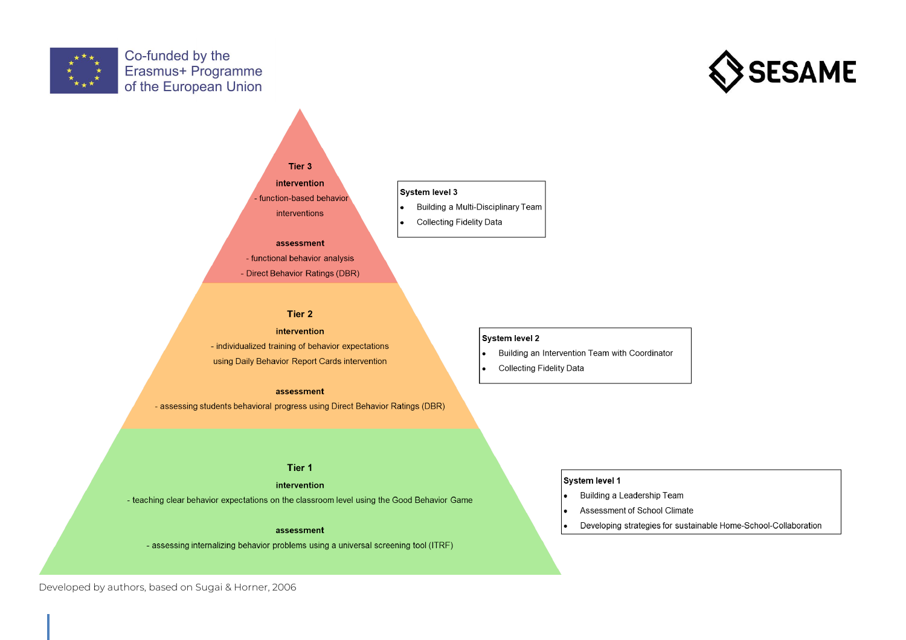**Tier 3**

**intervention**

- function-based behavior interventions

**assessment**

- functional behavior analysis
- Direct Behavior Ratings (DBR)

**System level 3**

- Building a Multi-Disciplinary Team
- Collecting Fidelity Data

**Tier 2**

**intervention**

- individualized training of behavior expectations using Daily Behavior Report Cards intervention

**assessment**

- assessing students behavioral progress using Direct Behavior Ratings (DBR)

**System level 2**

- Building an Intervention Team with Coordinator
- Collecting Fidelity Data

**Tier 1**

**intervention**

- teaching clear behavior expectations on the classroom level using the Good Behavior Game

**assessment**

- assessing internalizing behavior problems using a universal screening tool (ITRF)

**System level 1**

- Building a Leadership Team
- Assessment of School Climate
- Developing strategies for sustainable Home-School-Collaboration

Developed by authors, based on Sugai & Horner, 2006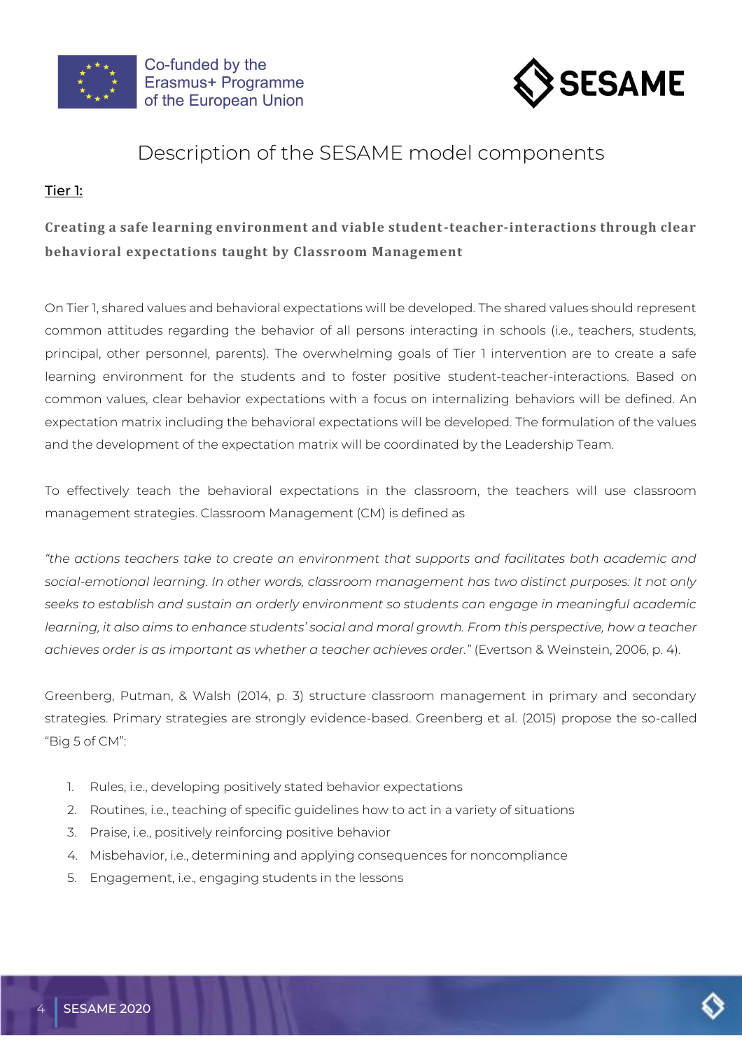# Description of the SESAME model components

## Tier 1:

**Creating a safe learning environment and viable student-teacher-interactions through clear behavioral expectations taught by Classroom Management**

On Tier 1, shared values and behavioral expectations will be developed. The shared values should represent common attitudes regarding the behavior of all persons interacting in schools (i.e., teachers, students, principal, other personnel, parents). The overwhelming goals of Tier 1 intervention are to create a safe learning environment for the students and to foster positive student-teacher-interactions. Based on common values, clear behavior expectations with a focus on internalizing behaviors will be defined. An expectation matrix including the behavioral expectations will be developed. The formulation of the values and the development of the expectation matrix will be coordinated by the Leadership Team.

To effectively teach the behavioral expectations in the classroom, the teachers will use classroom management strategies. Classroom Management (CM) is defined as

*"the actions teachers take to create an environment that supports and facilitates both academic and social-emotional learning. In other words, classroom management has two distinct purposes: It not only seeks to establish and sustain an orderly environment so students can engage in meaningful academic learning, it also aims to enhance students' social and moral growth. From this perspective, how a teacher achieves order is as important as whether a teacher achieves order."* (Evertson & Weinstein, 2006, p. 4).

Greenberg, Putman, & Walsh (2014, p. 3) structure classroom management in primary and secondary strategies. Primary strategies are strongly evidence-based. Greenberg et al. (2015) propose the so-called "Big 5 of CM":

1. Rules, i.e., developing positively stated behavior expectations
2. Routines, i.e., teaching of specific guidelines how to act in a variety of situations
3. Praise, i.e., positively reinforcing positive behavior
4. Misbehavior, i.e., determining and applying consequences for noncompliance
5. Engagement, i.e., engaging students in the lessons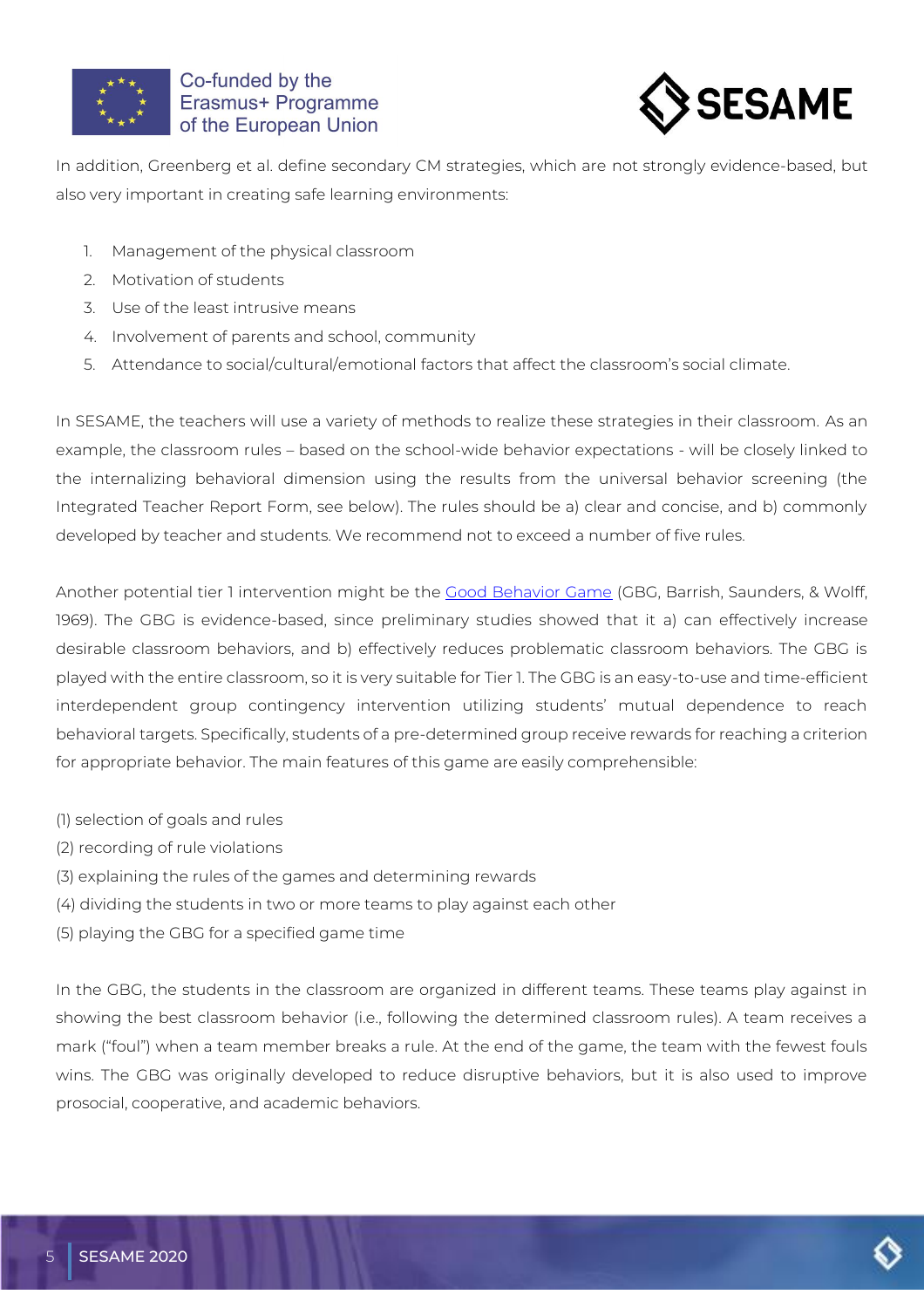In addition, Greenberg et al. define secondary CM strategies, which are not strongly evidence-based, but also very important in creating safe learning environments:

1. Management of the physical classroom
2. Motivation of students
3. Use of the least intrusive means
4. Involvement of parents and school, community
5. Attendance to social/cultural/emotional factors that affect the classroom's social climate.

In SESAME, the teachers will use a variety of methods to realize these strategies in their classroom. As an example, the classroom rules – based on the school-wide behavior expectations - will be closely linked to the internalizing behavioral dimension using the results from the universal behavior screening (the Integrated Teacher Report Form, see below). The rules should be a) clear and concise, and b) commonly developed by teacher and students. We recommend not to exceed a number of five rules.

Another potential tier 1 intervention might be the Good Behavior Game (GBG, Barrish, Saunders, & Wolff, 1969). The GBG is evidence-based, since preliminary studies showed that it a) can effectively increase desirable classroom behaviors, and b) effectively reduces problematic classroom behaviors. The GBG is played with the entire classroom, so it is very suitable for Tier 1. The GBG is an easy-to-use and time-efficient interdependent group contingency intervention utilizing students' mutual dependence to reach behavioral targets. Specifically, students of a pre-determined group receive rewards for reaching a criterion for appropriate behavior. The main features of this game are easily comprehensible:

(1) selection of goals and rules
(2) recording of rule violations
(3) explaining the rules of the games and determining rewards
(4) dividing the students in two or more teams to play against each other
(5) playing the GBG for a specified game time

In the GBG, the students in the classroom are organized in different teams. These teams play against in showing the best classroom behavior (i.e., following the determined classroom rules). A team receives a mark ("foul") when a team member breaks a rule. At the end of the game, the team with the fewest fouls wins. The GBG was originally developed to reduce disruptive behaviors, but it is also used to improve prosocial, cooperative, and academic behaviors.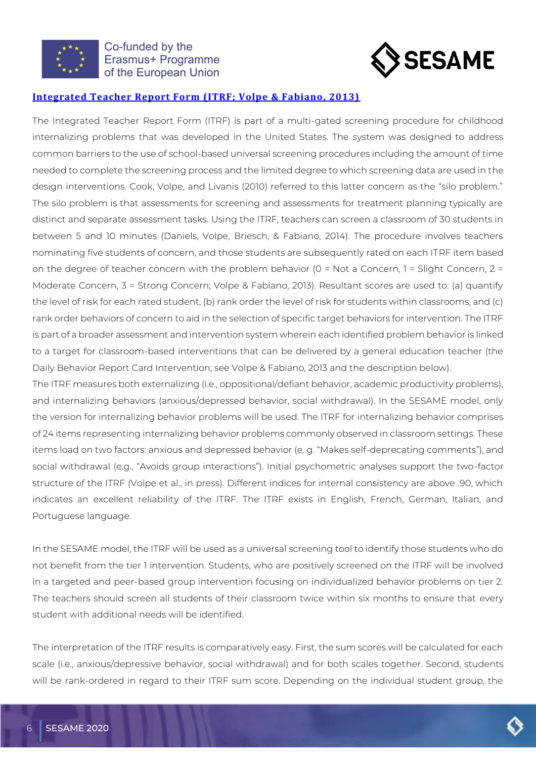### [Integrated Teacher Report Form (ITRF; Volpe & Fabiano, 2013)]

The Integrated Teacher Report Form (ITRF) is part of a multi-gated screening procedure for childhood internalizing problems that was developed in the United States. The system was designed to address common barriers to the use of school-based universal screening procedures including the amount of time needed to complete the screening process and the limited degree to which screening data are used in the design interventions. Cook, Volpe, and Livanis (2010) referred to this latter concern as the "silo problem." The silo problem is that assessments for screening and assessments for treatment planning typically are distinct and separate assessment tasks. Using the ITRF, teachers can screen a classroom of 30 students in between 5 and 10 minutes (Daniels, Volpe, Briesch, & Fabiano, 2014). The procedure involves teachers nominating five students of concern, and those students are subsequently rated on each ITRF item based on the degree of teacher concern with the problem behavior (0 = Not a Concern, 1 = Slight Concern, 2 = Moderate Concern, 3 = Strong Concern; Volpe & Fabiano, 2013). Resultant scores are used to: (a) quantify the level of risk for each rated student, (b) rank order the level of risk for students within classrooms, and (c) rank order behaviors of concern to aid in the selection of specific target behaviors for intervention. The ITRF is part of a broader assessment and intervention system wherein each identified problem behavior is linked to a target for classroom-based interventions that can be delivered by a general education teacher (the Daily Behavior Report Card Intervention; see Volpe & Fabiano, 2013 and the description below).

The ITRF measures both externalizing (i.e., oppositional/defiant behavior, academic productivity problems), and internalizing behaviors (anxious/depressed behavior, social withdrawal). In the SESAME model, only the version for internalizing behavior problems will be used. The ITRF for internalizing behavior comprises of 24 items representing internalizing behavior problems commonly observed in classroom settings. These items load on two factors: anxious and depressed behavior (e. g. "Makes self-deprecating comments"), and social withdrawal (e.g., "Avoids group interactions"). Initial psychometric analyses support the two-factor structure of the ITRF (Volpe et al., in press). Different indices for internal consistency are above .90, which indicates an excellent reliability of the ITRF. The ITRF exists in English, French, German, Italian, and Portuguese language.

In the SESAME model, the ITRF will be used as a universal screening tool to identify those students who do not benefit from the tier 1 intervention. Students, who are positively screened on the ITRF will be involved in a targeted and peer-based group intervention focusing on individualized behavior problems on tier 2. The teachers should screen all students of their classroom twice within six months to ensure that every student with additional needs will be identified.

The interpretation of the ITRF results is comparatively easy. First, the sum scores will be calculated for each scale (i.e., anxious/depressive behavior, social withdrawal) and for both scales together. Second, students will be rank-ordered in regard to their ITRF sum score. Depending on the individual student group, the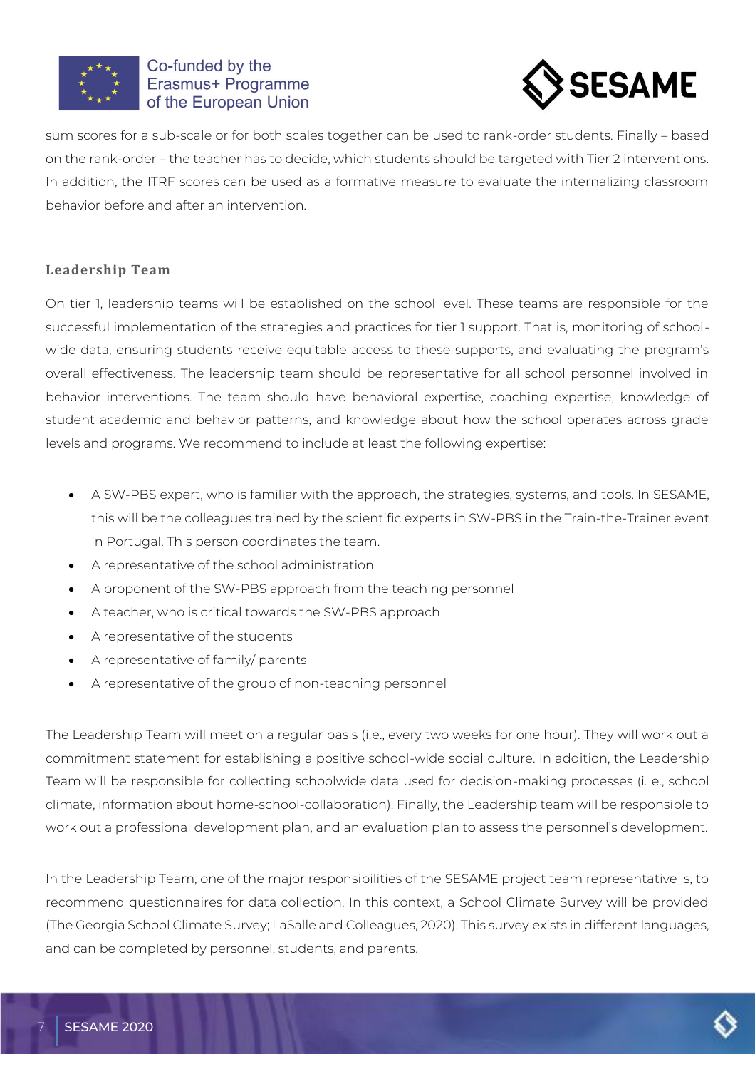sum scores for a sub-scale or for both scales together can be used to rank-order students. Finally – based on the rank-order – the teacher has to decide, which students should be targeted with Tier 2 interventions. In addition, the ITRF scores can be used as a formative measure to evaluate the internalizing classroom behavior before and after an intervention.

### Leadership Team

On tier 1, leadership teams will be established on the school level. These teams are responsible for the successful implementation of the strategies and practices for tier 1 support. That is, monitoring of school-wide data, ensuring students receive equitable access to these supports, and evaluating the program's overall effectiveness. The leadership team should be representative for all school personnel involved in behavior interventions. The team should have behavioral expertise, coaching expertise, knowledge of student academic and behavior patterns, and knowledge about how the school operates across grade levels and programs. We recommend to include at least the following expertise:

- A SW-PBS expert, who is familiar with the approach, the strategies, systems, and tools. In SESAME, this will be the colleagues trained by the scientific experts in SW-PBS in the Train-the-Trainer event in Portugal. This person coordinates the team.
- A representative of the school administration
- A proponent of the SW-PBS approach from the teaching personnel
- A teacher, who is critical towards the SW-PBS approach
- A representative of the students
- A representative of family/ parents
- A representative of the group of non-teaching personnel

The Leadership Team will meet on a regular basis (i.e., every two weeks for one hour). They will work out a commitment statement for establishing a positive school-wide social culture. In addition, the Leadership Team will be responsible for collecting schoolwide data used for decision-making processes (i. e., school climate, information about home-school-collaboration). Finally, the Leadership team will be responsible to work out a professional development plan, and an evaluation plan to assess the personnel's development.

In the Leadership Team, one of the major responsibilities of the SESAME project team representative is, to recommend questionnaires for data collection. In this context, a School Climate Survey will be provided (The Georgia School Climate Survey; LaSalle and Colleagues, 2020). This survey exists in different languages, and can be completed by personnel, students, and parents.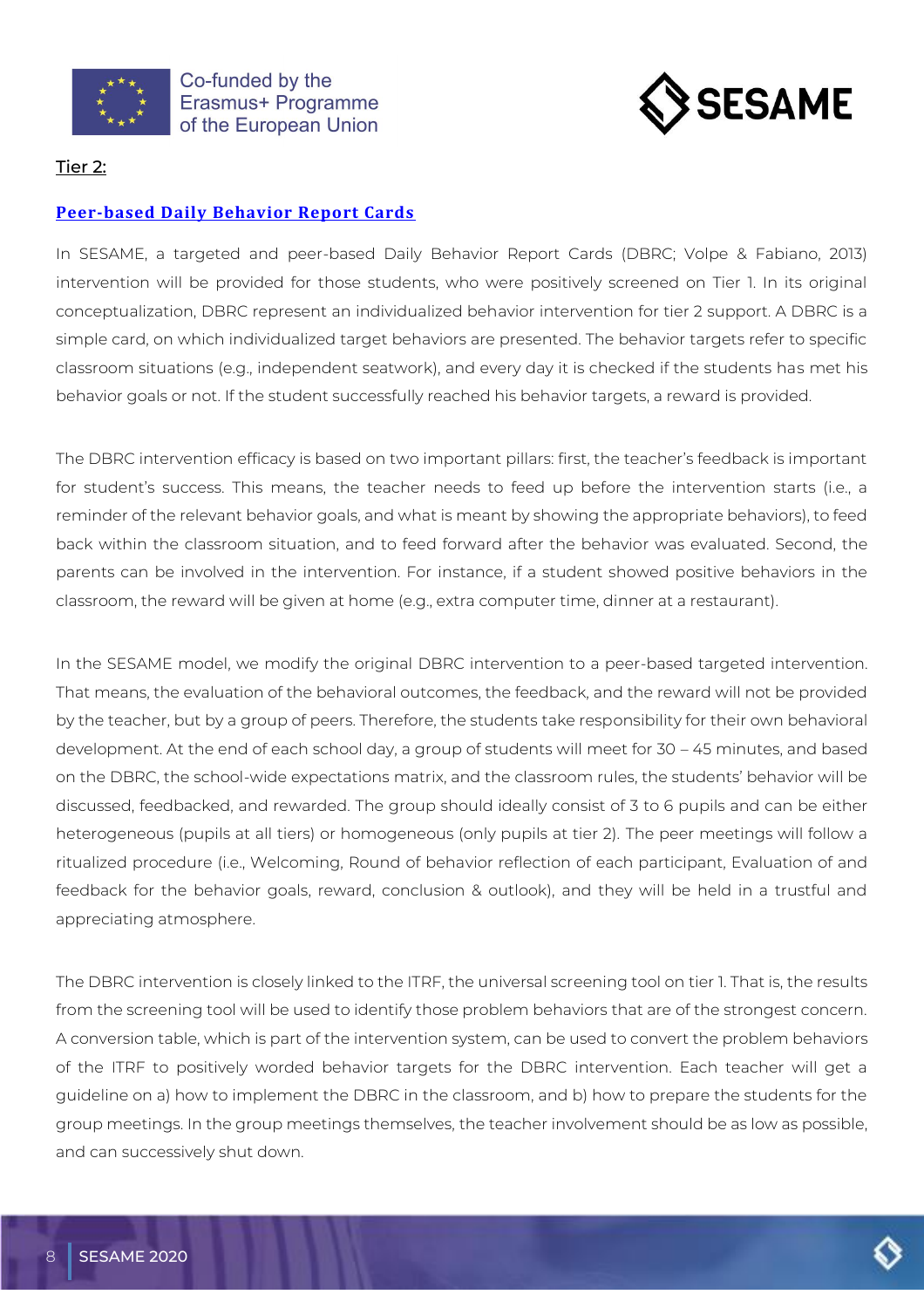Tier 2:

## Peer-based Daily Behavior Report Cards

In SESAME, a targeted and peer-based Daily Behavior Report Cards (DBRC; Volpe & Fabiano, 2013) intervention will be provided for those students, who were positively screened on Tier 1. In its original conceptualization, DBRC represent an individualized behavior intervention for tier 2 support. A DBRC is a simple card, on which individualized target behaviors are presented. The behavior targets refer to specific classroom situations (e.g., independent seatwork), and every day it is checked if the students has met his behavior goals or not. If the student successfully reached his behavior targets, a reward is provided.

The DBRC intervention efficacy is based on two important pillars: first, the teacher's feedback is important for student's success. This means, the teacher needs to feed up before the intervention starts (i.e., a reminder of the relevant behavior goals, and what is meant by showing the appropriate behaviors), to feed back within the classroom situation, and to feed forward after the behavior was evaluated. Second, the parents can be involved in the intervention. For instance, if a student showed positive behaviors in the classroom, the reward will be given at home (e.g., extra computer time, dinner at a restaurant).

In the SESAME model, we modify the original DBRC intervention to a peer-based targeted intervention. That means, the evaluation of the behavioral outcomes, the feedback, and the reward will not be provided by the teacher, but by a group of peers. Therefore, the students take responsibility for their own behavioral development. At the end of each school day, a group of students will meet for 30 – 45 minutes, and based on the DBRC, the school-wide expectations matrix, and the classroom rules, the students' behavior will be discussed, feedbacked, and rewarded. The group should ideally consist of 3 to 6 pupils and can be either heterogeneous (pupils at all tiers) or homogeneous (only pupils at tier 2). The peer meetings will follow a ritualized procedure (i.e., Welcoming, Round of behavior reflection of each participant, Evaluation of and feedback for the behavior goals, reward, conclusion & outlook), and they will be held in a trustful and appreciating atmosphere.

The DBRC intervention is closely linked to the ITRF, the universal screening tool on tier 1. That is, the results from the screening tool will be used to identify those problem behaviors that are of the strongest concern. A conversion table, which is part of the intervention system, can be used to convert the problem behaviors of the ITRF to positively worded behavior targets for the DBRC intervention. Each teacher will get a guideline on a) how to implement the DBRC in the classroom, and b) how to prepare the students for the group meetings. In the group meetings themselves, the teacher involvement should be as low as possible, and can successively shut down.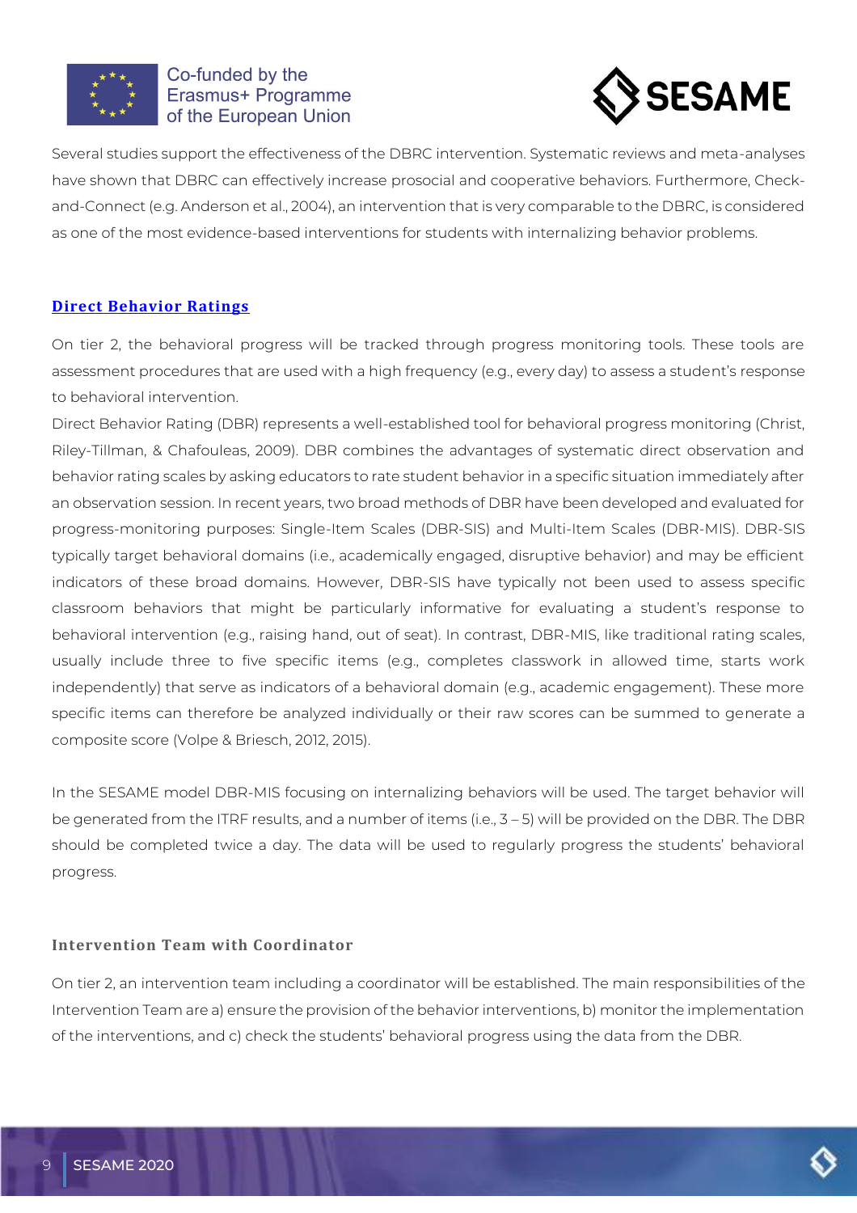Several studies support the effectiveness of the DBRC intervention. Systematic reviews and meta-analyses have shown that DBRC can effectively increase prosocial and cooperative behaviors. Furthermore, Check-and-Connect (e.g. Anderson et al., 2004), an intervention that is very comparable to the DBRC, is considered as one of the most evidence-based interventions for students with internalizing behavior problems.

## Direct Behavior Ratings

On tier 2, the behavioral progress will be tracked through progress monitoring tools. These tools are assessment procedures that are used with a high frequency (e.g., every day) to assess a student's response to behavioral intervention.

Direct Behavior Rating (DBR) represents a well-established tool for behavioral progress monitoring (Christ, Riley-Tillman, & Chafouleas, 2009). DBR combines the advantages of systematic direct observation and behavior rating scales by asking educators to rate student behavior in a specific situation immediately after an observation session. In recent years, two broad methods of DBR have been developed and evaluated for progress-monitoring purposes: Single-Item Scales (DBR-SIS) and Multi-Item Scales (DBR-MIS). DBR-SIS typically target behavioral domains (i.e., academically engaged, disruptive behavior) and may be efficient indicators of these broad domains. However, DBR-SIS have typically not been used to assess specific classroom behaviors that might be particularly informative for evaluating a student's response to behavioral intervention (e.g., raising hand, out of seat). In contrast, DBR-MIS, like traditional rating scales, usually include three to five specific items (e.g., completes classwork in allowed time, starts work independently) that serve as indicators of a behavioral domain (e.g., academic engagement). These more specific items can therefore be analyzed individually or their raw scores can be summed to generate a composite score (Volpe & Briesch, 2012, 2015).

In the SESAME model DBR-MIS focusing on internalizing behaviors will be used. The target behavior will be generated from the ITRF results, and a number of items (i.e., 3 – 5) will be provided on the DBR. The DBR should be completed twice a day. The data will be used to regularly progress the students' behavioral progress.

### Intervention Team with Coordinator

On tier 2, an intervention team including a coordinator will be established. The main responsibilities of the Intervention Team are a) ensure the provision of the behavior interventions, b) monitor the implementation of the interventions, and c) check the students' behavioral progress using the data from the DBR.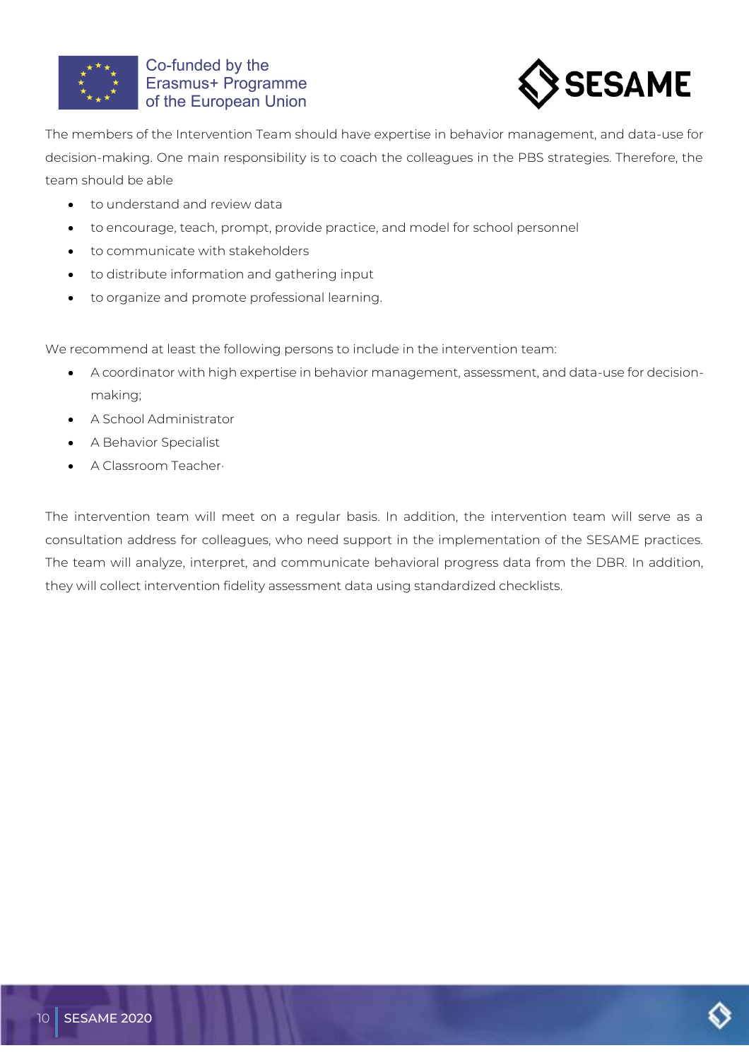The members of the Intervention Team should have expertise in behavior management, and data-use for decision-making. One main responsibility is to coach the colleagues in the PBS strategies. Therefore, the team should be able

- to understand and review data
- to encourage, teach, prompt, provide practice, and model for school personnel
- to communicate with stakeholders
- to distribute information and gathering input
- to organize and promote professional learning.

We recommend at least the following persons to include in the intervention team:

- A coordinator with high expertise in behavior management, assessment, and data-use for decision-making;
- A School Administrator
- A Behavior Specialist
- A Classroom Teacher·

The intervention team will meet on a regular basis. In addition, the intervention team will serve as a consultation address for colleagues, who need support in the implementation of the SESAME practices. The team will analyze, interpret, and communicate behavioral progress data from the DBR. In addition, they will collect intervention fidelity assessment data using standardized checklists.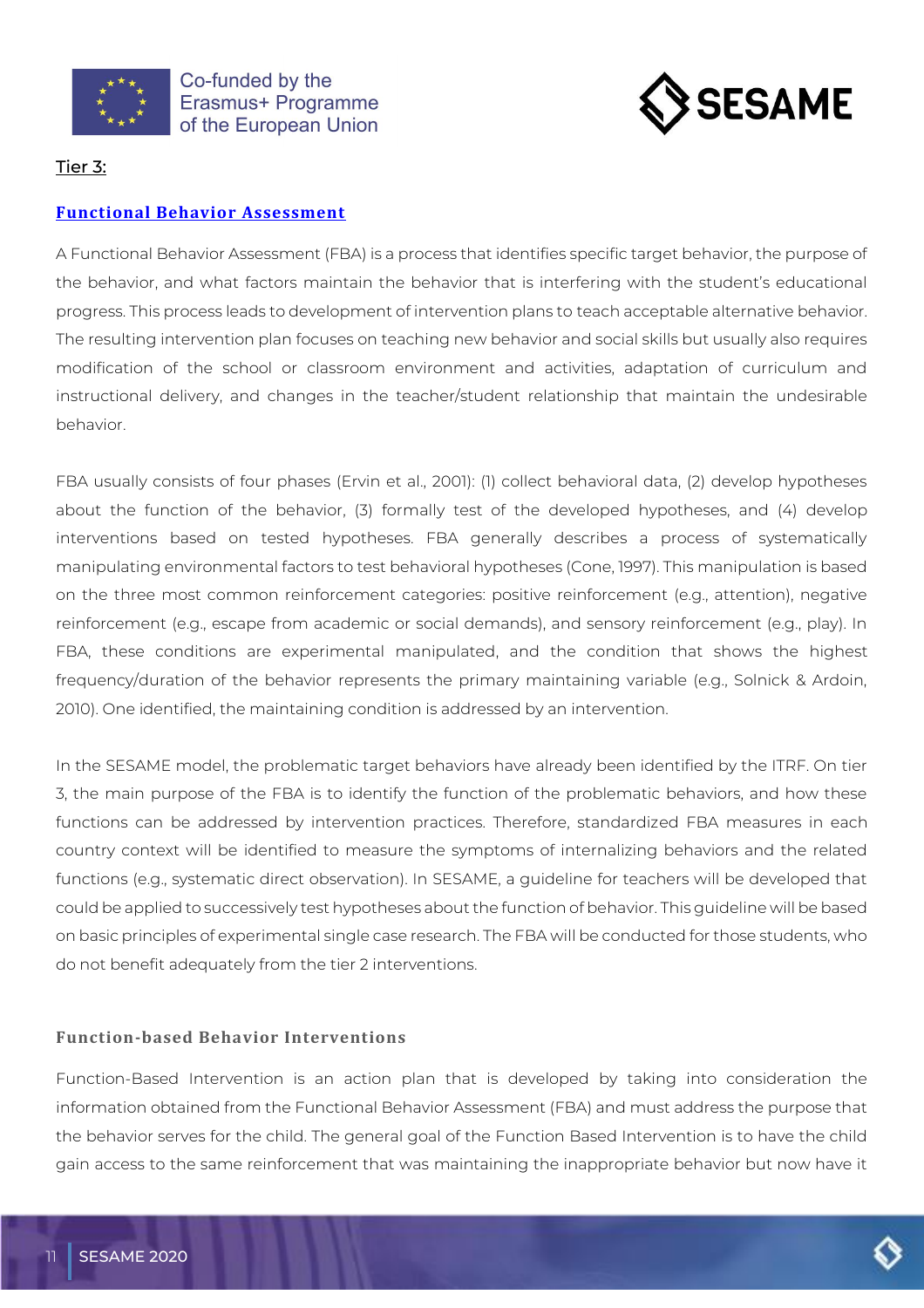Tier 3:

## Functional Behavior Assessment

A Functional Behavior Assessment (FBA) is a process that identifies specific target behavior, the purpose of the behavior, and what factors maintain the behavior that is interfering with the student's educational progress. This process leads to development of intervention plans to teach acceptable alternative behavior. The resulting intervention plan focuses on teaching new behavior and social skills but usually also requires modification of the school or classroom environment and activities, adaptation of curriculum and instructional delivery, and changes in the teacher/student relationship that maintain the undesirable behavior.

FBA usually consists of four phases (Ervin et al., 2001): (1) collect behavioral data, (2) develop hypotheses about the function of the behavior, (3) formally test of the developed hypotheses, and (4) develop interventions based on tested hypotheses. FBA generally describes a process of systematically manipulating environmental factors to test behavioral hypotheses (Cone, 1997). This manipulation is based on the three most common reinforcement categories: positive reinforcement (e.g., attention), negative reinforcement (e.g., escape from academic or social demands), and sensory reinforcement (e.g., play). In FBA, these conditions are experimental manipulated, and the condition that shows the highest frequency/duration of the behavior represents the primary maintaining variable (e.g., Solnick & Ardoin, 2010). One identified, the maintaining condition is addressed by an intervention.

In the SESAME model, the problematic target behaviors have already been identified by the ITRF. On tier 3, the main purpose of the FBA is to identify the function of the problematic behaviors, and how these functions can be addressed by intervention practices. Therefore, standardized FBA measures in each country context will be identified to measure the symptoms of internalizing behaviors and the related functions (e.g., systematic direct observation). In SESAME, a guideline for teachers will be developed that could be applied to successively test hypotheses about the function of behavior. This guideline will be based on basic principles of experimental single case research. The FBA will be conducted for those students, who do not benefit adequately from the tier 2 interventions.

### Function-based Behavior Interventions

Function-Based Intervention is an action plan that is developed by taking into consideration the information obtained from the Functional Behavior Assessment (FBA) and must address the purpose that the behavior serves for the child. The general goal of the Function Based Intervention is to have the child gain access to the same reinforcement that was maintaining the inappropriate behavior but now have it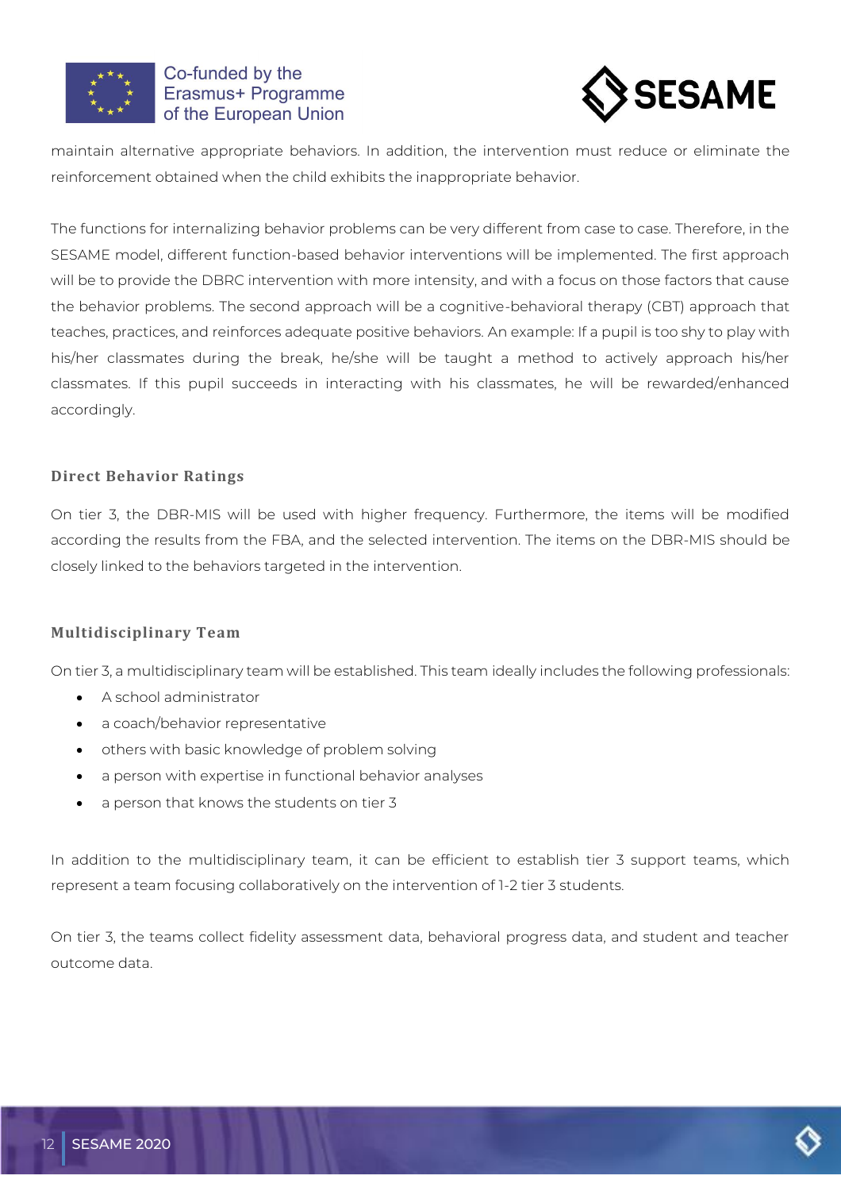maintain alternative appropriate behaviors. In addition, the intervention must reduce or eliminate the reinforcement obtained when the child exhibits the inappropriate behavior.

The functions for internalizing behavior problems can be very different from case to case. Therefore, in the SESAME model, different function-based behavior interventions will be implemented. The first approach will be to provide the DBRC intervention with more intensity, and with a focus on those factors that cause the behavior problems. The second approach will be a cognitive-behavioral therapy (CBT) approach that teaches, practices, and reinforces adequate positive behaviors. An example: If a pupil is too shy to play with his/her classmates during the break, he/she will be taught a method to actively approach his/her classmates. If this pupil succeeds in interacting with his classmates, he will be rewarded/enhanced accordingly.

### Direct Behavior Ratings

On tier 3, the DBR-MIS will be used with higher frequency. Furthermore, the items will be modified according the results from the FBA, and the selected intervention. The items on the DBR-MIS should be closely linked to the behaviors targeted in the intervention.

### Multidisciplinary Team

On tier 3, a multidisciplinary team will be established. This team ideally includes the following professionals:

- A school administrator
- a coach/behavior representative
- others with basic knowledge of problem solving
- a person with expertise in functional behavior analyses
- a person that knows the students on tier 3

In addition to the multidisciplinary team, it can be efficient to establish tier 3 support teams, which represent a team focusing collaboratively on the intervention of 1-2 tier 3 students.

On tier 3, the teams collect fidelity assessment data, behavioral progress data, and student and teacher outcome data.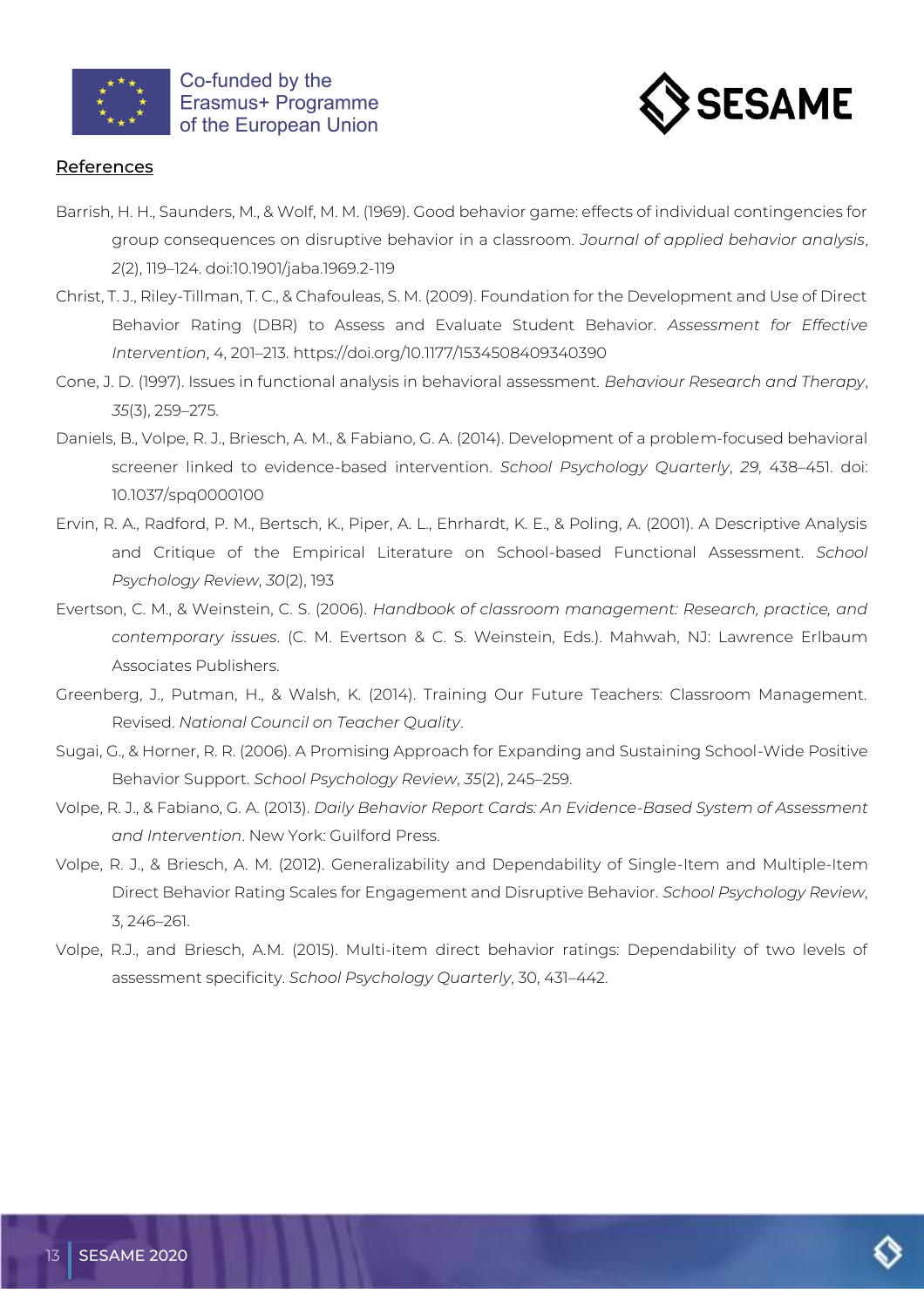## References

Barrish, H. H., Saunders, M., & Wolf, M. M. (1969). Good behavior game: effects of individual contingencies for group consequences on disruptive behavior in a classroom. *Journal of applied behavior analysis*, *2*(2), 119–124. doi:10.1901/jaba.1969.2-119

Christ, T. J., Riley-Tillman, T. C., & Chafouleas, S. M. (2009). Foundation for the Development and Use of Direct Behavior Rating (DBR) to Assess and Evaluate Student Behavior. *Assessment for Effective Intervention*, 4, 201–213. https://doi.org/10.1177/1534508409340390

Cone, J. D. (1997). Issues in functional analysis in behavioral assessment. *Behaviour Research and Therapy*, *35*(3), 259–275.

Daniels, B., Volpe, R. J., Briesch, A. M., & Fabiano, G. A. (2014). Development of a problem-focused behavioral screener linked to evidence-based intervention. *School Psychology Quarterly*, *29*, 438–451. doi: 10.1037/spq0000100

Ervin, R. A., Radford, P. M., Bertsch, K., Piper, A. L., Ehrhardt, K. E., & Poling, A. (2001). A Descriptive Analysis and Critique of the Empirical Literature on School-based Functional Assessment. *School Psychology Review*, *30*(2), 193

Evertson, C. M., & Weinstein, C. S. (2006). *Handbook of classroom management: Research, practice, and contemporary issues*. (C. M. Evertson & C. S. Weinstein, Eds.). Mahwah, NJ: Lawrence Erlbaum Associates Publishers.

Greenberg, J., Putman, H., & Walsh, K. (2014). Training Our Future Teachers: Classroom Management. Revised. *National Council on Teacher Quality*.

Sugai, G., & Horner, R. R. (2006). A Promising Approach for Expanding and Sustaining School-Wide Positive Behavior Support. *School Psychology Review*, *35*(2), 245–259.

Volpe, R. J., & Fabiano, G. A. (2013). *Daily Behavior Report Cards: An Evidence-Based System of Assessment and Intervention*. New York: Guilford Press.

Volpe, R. J., & Briesch, A. M. (2012). Generalizability and Dependability of Single-Item and Multiple-Item Direct Behavior Rating Scales for Engagement and Disruptive Behavior. *School Psychology Review*, 3, 246–261.

Volpe, R.J., and Briesch, A.M. (2015). Multi-item direct behavior ratings: Dependability of two levels of assessment specificity. *School Psychology Quarterly*, 30, 431–442.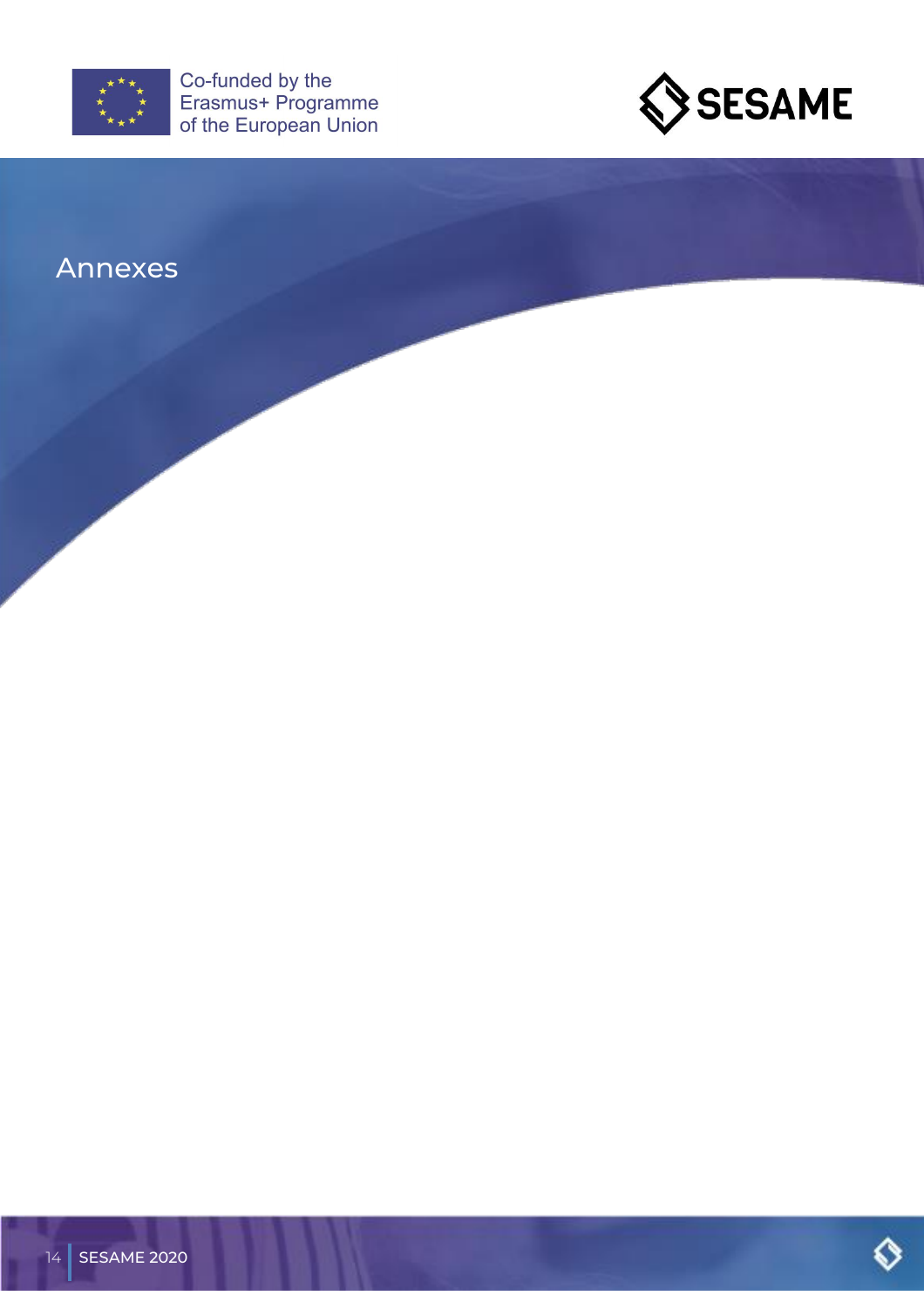# Annexes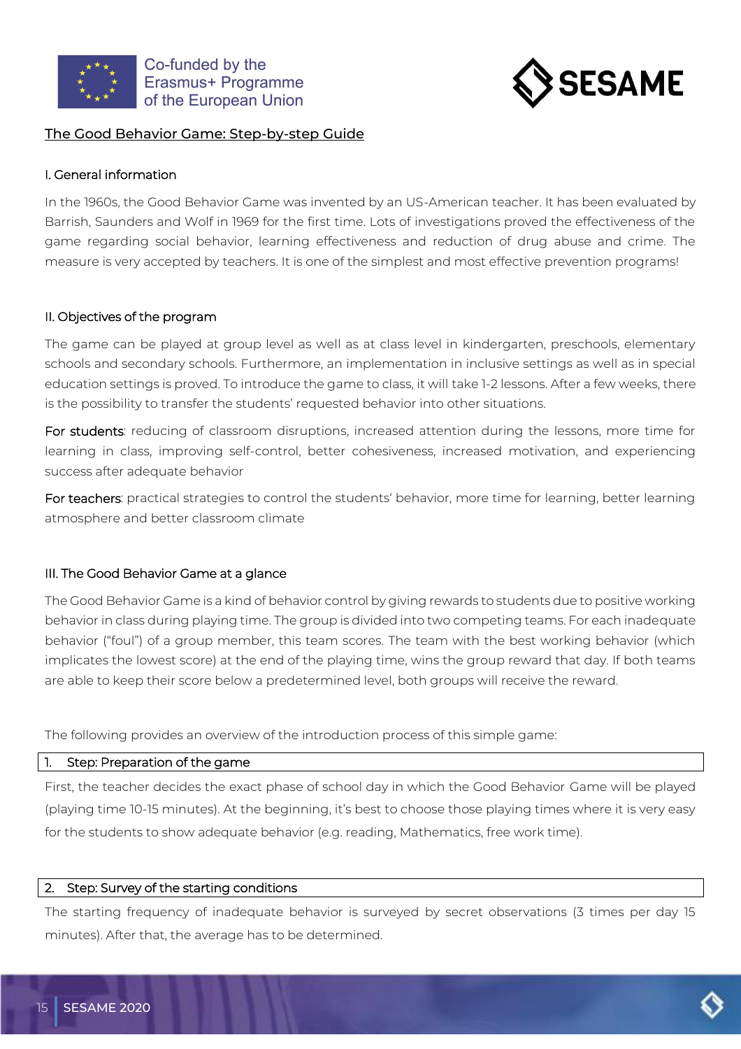## The Good Behavior Game: Step-by-step Guide

### I. General information

In the 1960s, the Good Behavior Game was invented by an US-American teacher. It has been evaluated by Barrish, Saunders and Wolf in 1969 for the first time. Lots of investigations proved the effectiveness of the game regarding social behavior, learning effectiveness and reduction of drug abuse and crime. The measure is very accepted by teachers. It is one of the simplest and most effective prevention programs!

### II. Objectives of the program

The game can be played at group level as well as at class level in kindergarten, preschools, elementary schools and secondary schools. Furthermore, an implementation in inclusive settings as well as in special education settings is proved. To introduce the game to class, it will take 1-2 lessons. After a few weeks, there is the possibility to transfer the students' requested behavior into other situations.

For students: reducing of classroom disruptions, increased attention during the lessons, more time for learning in class, improving self-control, better cohesiveness, increased motivation, and experiencing success after adequate behavior

For teachers: practical strategies to control the students' behavior, more time for learning, better learning atmosphere and better classroom climate

### III. The Good Behavior Game at a glance

The Good Behavior Game is a kind of behavior control by giving rewards to students due to positive working behavior in class during playing time. The group is divided into two competing teams. For each inadequate behavior ("foul") of a group member, this team scores. The team with the best working behavior (which implicates the lowest score) at the end of the playing time, wins the group reward that day. If both teams are able to keep their score below a predetermined level, both groups will receive the reward.

The following provides an overview of the introduction process of this simple game:

#### 1. Step: Preparation of the game

First, the teacher decides the exact phase of school day in which the Good Behavior Game will be played (playing time 10-15 minutes). At the beginning, it's best to choose those playing times where it is very easy for the students to show adequate behavior (e.g. reading, Mathematics, free work time).

#### 2. Step: Survey of the starting conditions

The starting frequency of inadequate behavior is surveyed by secret observations (3 times per day 15 minutes). After that, the average has to be determined.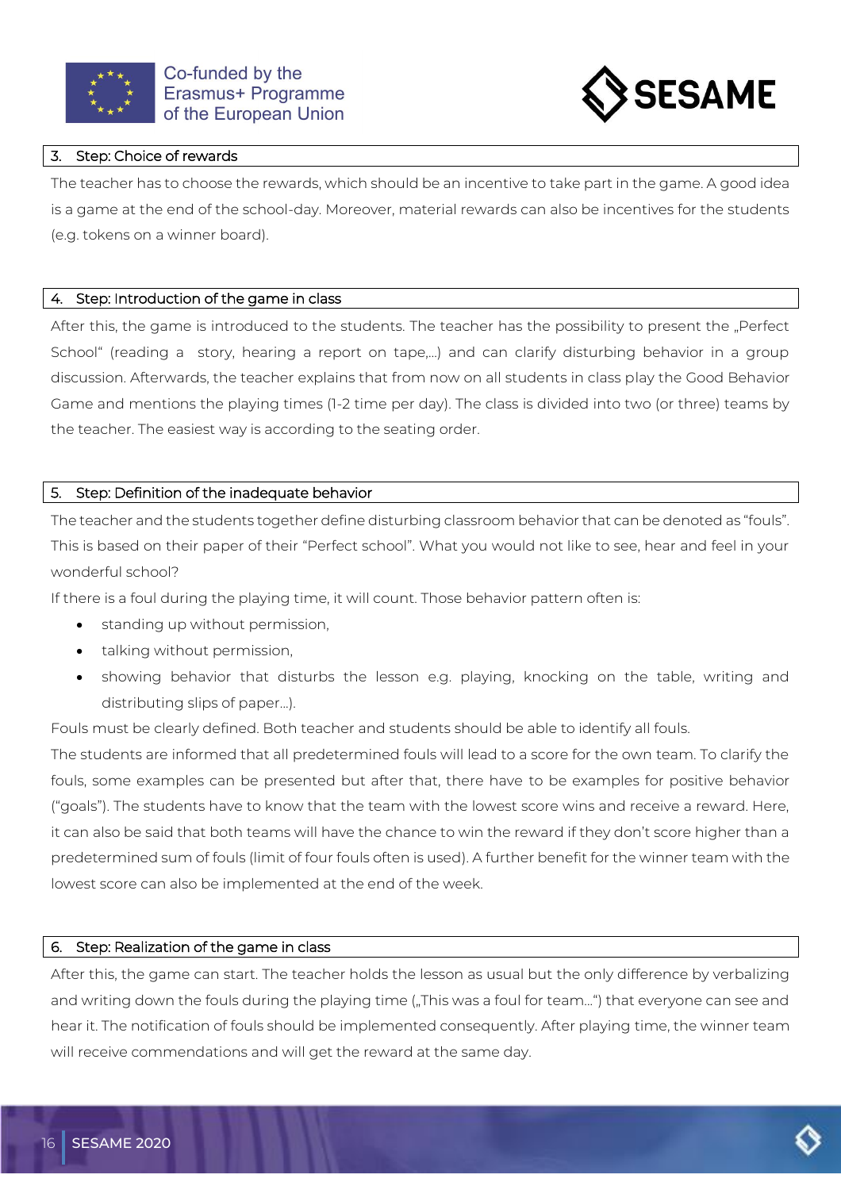## 3. Step: Choice of rewards

The teacher has to choose the rewards, which should be an incentive to take part in the game. A good idea is a game at the end of the school-day. Moreover, material rewards can also be incentives for the students (e.g. tokens on a winner board).

## 4. Step: Introduction of the game in class

After this, the game is introduced to the students. The teacher has the possibility to present the „Perfect School" (reading a story, hearing a report on tape,...) and can clarify disturbing behavior in a group discussion. Afterwards, the teacher explains that from now on all students in class play the Good Behavior Game and mentions the playing times (1-2 time per day). The class is divided into two (or three) teams by the teacher. The easiest way is according to the seating order.

## 5. Step: Definition of the inadequate behavior

The teacher and the students together define disturbing classroom behavior that can be denoted as "fouls". This is based on their paper of their "Perfect school". What you would not like to see, hear and feel in your wonderful school?

If there is a foul during the playing time, it will count. Those behavior pattern often is:

- standing up without permission,
- talking without permission,
- showing behavior that disturbs the lesson e.g. playing, knocking on the table, writing and distributing slips of paper...).

Fouls must be clearly defined. Both teacher and students should be able to identify all fouls.

The students are informed that all predetermined fouls will lead to a score for the own team. To clarify the fouls, some examples can be presented but after that, there have to be examples for positive behavior ("goals"). The students have to know that the team with the lowest score wins and receive a reward. Here, it can also be said that both teams will have the chance to win the reward if they don't score higher than a predetermined sum of fouls (limit of four fouls often is used). A further benefit for the winner team with the lowest score can also be implemented at the end of the week.

## 6. Step: Realization of the game in class

After this, the game can start. The teacher holds the lesson as usual but the only difference by verbalizing and writing down the fouls during the playing time („This was a foul for team...") that everyone can see and hear it. The notification of fouls should be implemented consequently. After playing time, the winner team will receive commendations and will get the reward at the same day.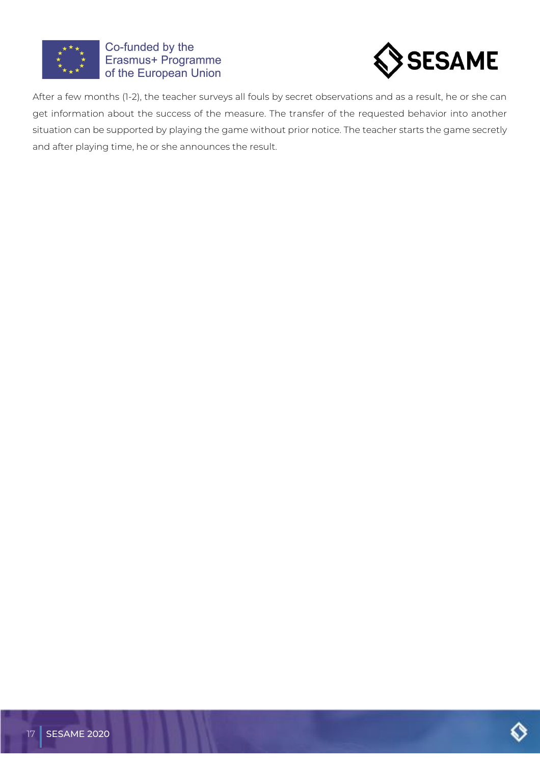After a few months (1-2), the teacher surveys all fouls by secret observations and as a result, he or she can get information about the success of the measure. The transfer of the requested behavior into another situation can be supported by playing the game without prior notice. The teacher starts the game secretly and after playing time, he or she announces the result.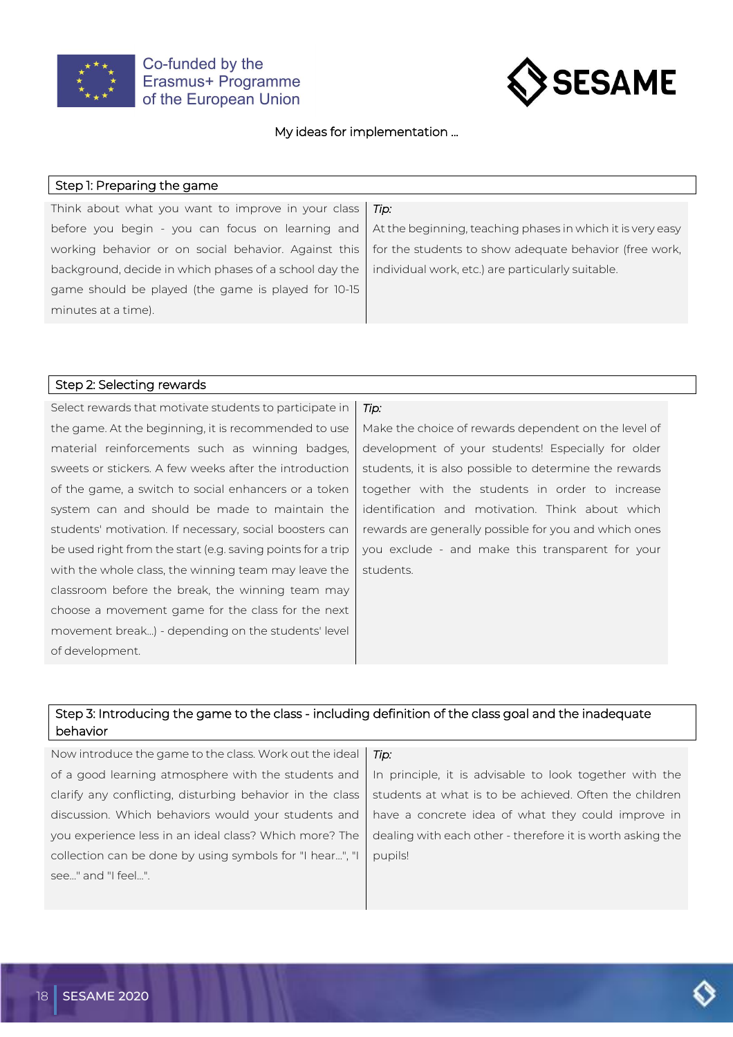My ideas for implementation ...

## Step 1: Preparing the game

| | |
|---|---|
| Think about what you want to improve in your class before you begin - you can focus on learning and working behavior or on social behavior. Against this background, decide in which phases of a school day the game should be played (the game is played for 10-15 minutes at a time). | *Tip:* At the beginning, teaching phases in which it is very easy for the students to show adequate behavior (free work, individual work, etc.) are particularly suitable. |

## Step 2: Selecting rewards

| | |
|---|---|
| Select rewards that motivate students to participate in the game. At the beginning, it is recommended to use material reinforcements such as winning badges, sweets or stickers. A few weeks after the introduction of the game, a switch to social enhancers or a token system can and should be made to maintain the students' motivation. If necessary, social boosters can be used right from the start (e.g. saving points for a trip with the whole class, the winning team may leave the classroom before the break, the winning team may choose a movement game for the class for the next movement break...) - depending on the students' level of development. | *Tip:* Make the choice of rewards dependent on the level of development of your students! Especially for older students, it is also possible to determine the rewards together with the students in order to increase identification and motivation. Think about which rewards are generally possible for you and which ones you exclude - and make this transparent for your students. |

## Step 3: Introducing the game to the class - including definition of the class goal and the inadequate behavior

| | |
|---|---|
| Now introduce the game to the class. Work out the ideal of a good learning atmosphere with the students and clarify any conflicting, disturbing behavior in the class discussion. Which behaviors would your students and you experience less in an ideal class? Which more? The collection can be done by using symbols for "I hear...", "I see..." and "I feel...". | *Tip:* In principle, it is advisable to look together with the students at what is to be achieved. Often the children have a concrete idea of what they could improve in dealing with each other - therefore it is worth asking the pupils! |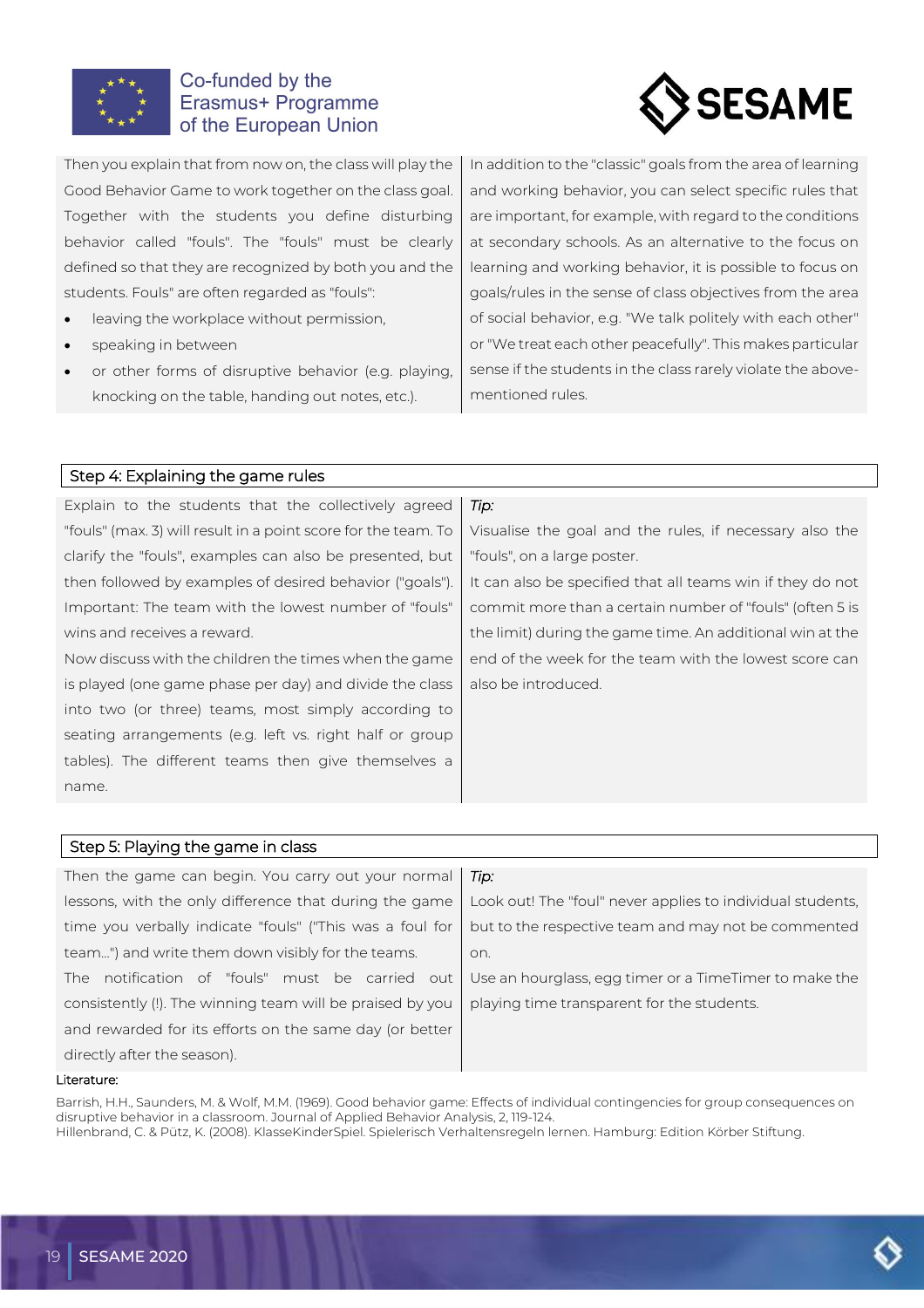Then you explain that from now on, the class will play the Good Behavior Game to work together on the class goal. Together with the students you define disturbing behavior called "fouls". The "fouls" must be clearly defined so that they are recognized by both you and the students. Fouls" are often regarded as "fouls":

- leaving the workplace without permission,
- speaking in between
- or other forms of disruptive behavior (e.g. playing, knocking on the table, handing out notes, etc.).

In addition to the "classic" goals from the area of learning and working behavior, you can select specific rules that are important, for example, with regard to the conditions at secondary schools. As an alternative to the focus on learning and working behavior, it is possible to focus on goals/rules in the sense of class objectives from the area of social behavior, e.g. "We talk politely with each other" or "We treat each other peacefully". This makes particular sense if the students in the class rarely violate the above-mentioned rules.

## Step 4: Explaining the game rules

Explain to the students that the collectively agreed "fouls" (max. 3) will result in a point score for the team. To clarify the "fouls", examples can also be presented, but then followed by examples of desired behavior ("goals"). Important: The team with the lowest number of "fouls" wins and receives a reward.

Now discuss with the children the times when the game is played (one game phase per day) and divide the class into two (or three) teams, most simply according to seating arrangements (e.g. left vs. right half or group tables). The different teams then give themselves a name.

*Tip:*

Visualise the goal and the rules, if necessary also the "fouls", on a large poster.

It can also be specified that all teams win if they do not commit more than a certain number of "fouls" (often 5 is the limit) during the game time. An additional win at the end of the week for the team with the lowest score can also be introduced.

## Step 5: Playing the game in class

Then the game can begin. You carry out your normal lessons, with the only difference that during the game time you verbally indicate "fouls" ("This was a foul for team...") and write them down visibly for the teams.

The notification of "fouls" must be carried out consistently (!). The winning team will be praised by you and rewarded for its efforts on the same day (or better directly after the season).

*Tip:*

Look out! The "foul" never applies to individual students, but to the respective team and may not be commented on.

Use an hourglass, egg timer or a TimeTimer to make the playing time transparent for the students.

Literature:

Barrish, H.H., Saunders, M. & Wolf, M.M. (1969). Good behavior game: Effects of individual contingencies for group consequences on disruptive behavior in a classroom. Journal of Applied Behavior Analysis, 2, 119-124.
Hillenbrand, C. & Pütz, K. (2008). KlasseKinderSpiel. Spielerisch Verhaltensregeln lernen. Hamburg: Edition Körber Stiftung.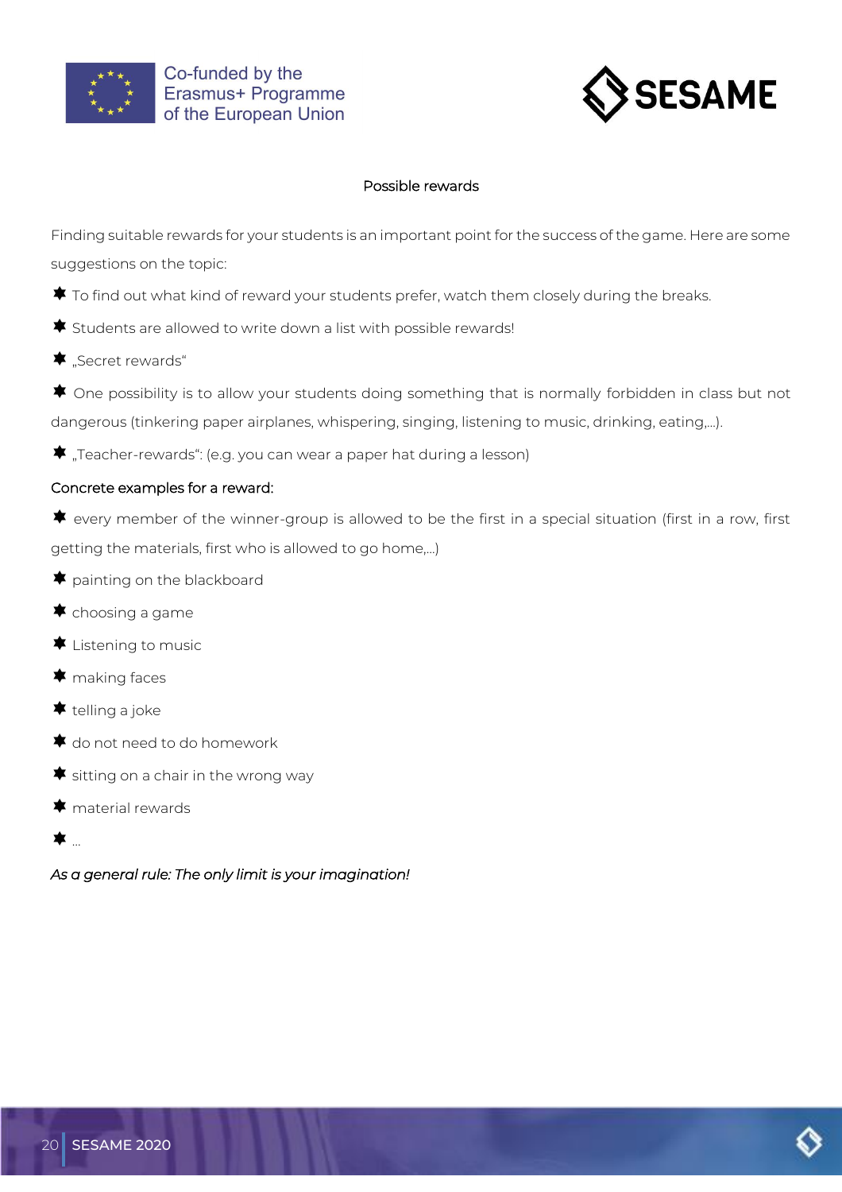## Possible rewards

Finding suitable rewards for your students is an important point for the success of the game. Here are some suggestions on the topic:

- To find out what kind of reward your students prefer, watch them closely during the breaks.
- Students are allowed to write down a list with possible rewards!
- „Secret rewards"
- One possibility is to allow your students doing something that is normally forbidden in class but not dangerous (tinkering paper airplanes, whispering, singing, listening to music, drinking, eating,...).
- „Teacher-rewards": (e.g. you can wear a paper hat during a lesson)

Concrete examples for a reward:

- every member of the winner-group is allowed to be the first in a special situation (first in a row, first getting the materials, first who is allowed to go home,...)
- painting on the blackboard
- choosing a game
- Listening to music
- making faces
- telling a joke
- do not need to do homework
- sitting on a chair in the wrong way
- material rewards
- ...

*As a general rule: The only limit is your imagination!*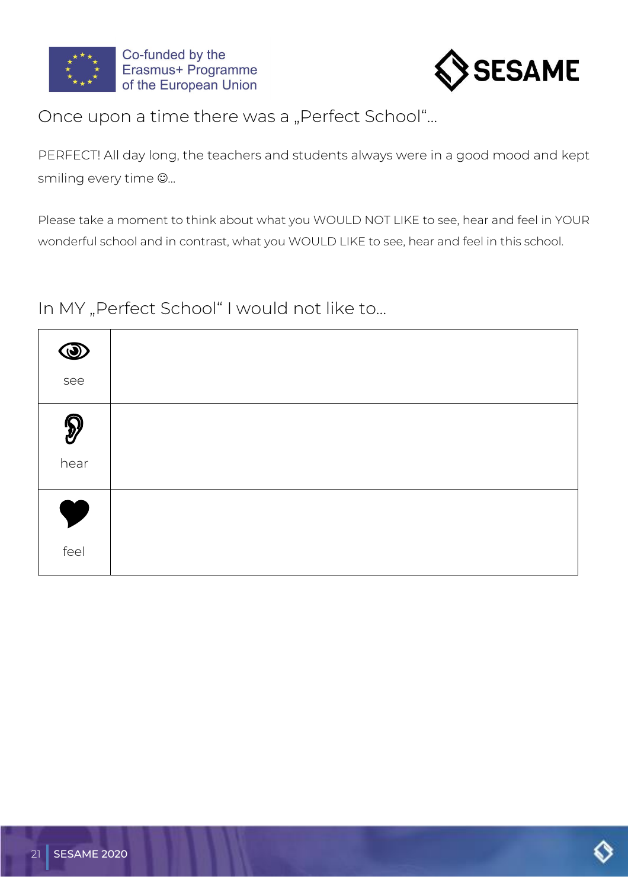## Once upon a time there was a „Perfect School"…

PERFECT! All day long, the teachers and students always were in a good mood and kept smiling every time ☺…

Please take a moment to think about what you WOULD NOT LIKE to see, hear and feel in YOUR wonderful school and in contrast, what you WOULD LIKE to see, hear and feel in this school.

## In MY „Perfect School" I would not like to…

| | |
|---|---|
| see | |
| hear | |
| feel | |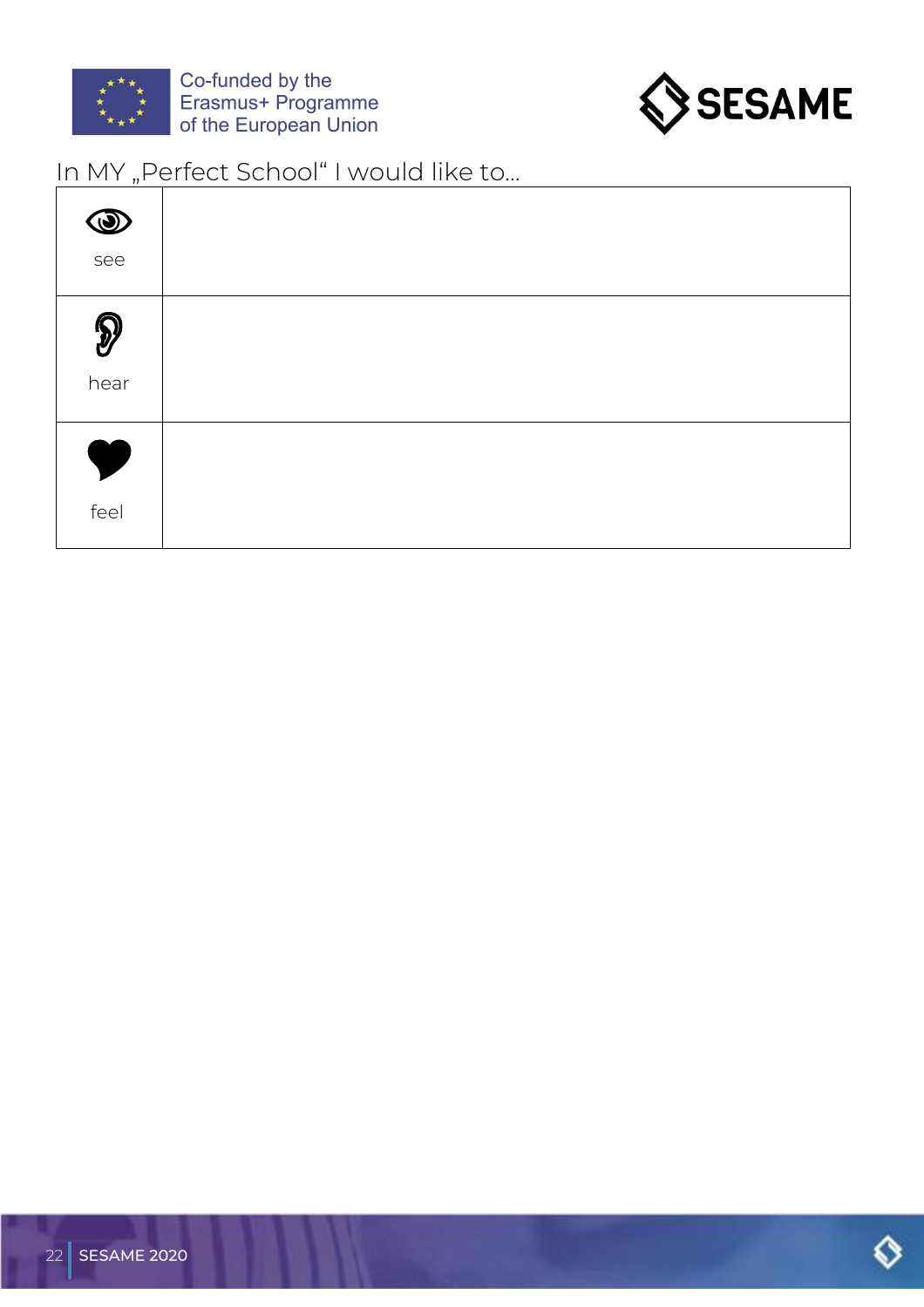In MY „Perfect School“ I would like to...

| | |
|---|---|
| see | |
| hear | |
| feel | |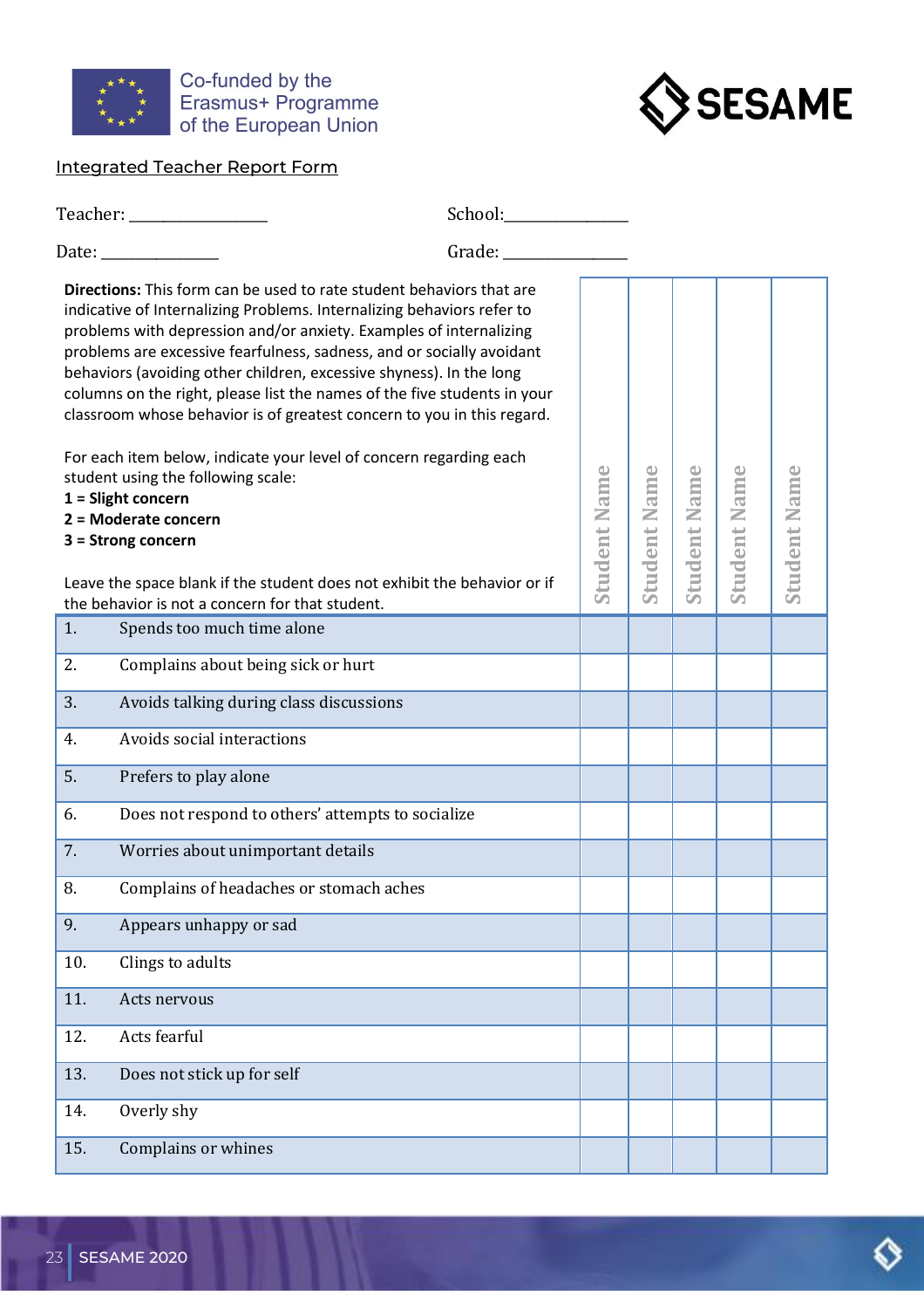Co-funded by the Erasmus+ Programme of the European Union

SESAME

Integrated Teacher Report Form

Teacher: ________________ School:______________

Date: ______________ Grade: ______________

**Directions:** This form can be used to rate student behaviors that are indicative of Internalizing Problems. Internalizing behaviors refer to problems with depression and/or anxiety. Examples of internalizing problems are excessive fearfulness, sadness, and or socially avoidant behaviors (avoiding other children, excessive shyness). In the long columns on the right, please list the names of the five students in your classroom whose behavior is of greatest concern to you in this regard.

For each item below, indicate your level of concern regarding each student using the following scale:

**1 = Slight concern**
**2 = Moderate concern**
**3 = Strong concern**

Leave the space blank if the student does not exhibit the behavior or if the behavior is not a concern for that student.

| | Item | Student Name | Student Name | Student Name | Student Name | Student Name |
|---|---|---|---|---|---|---|
| 1. | Spends too much time alone | | | | | |
| 2. | Complains about being sick or hurt | | | | | |
| 3. | Avoids talking during class discussions | | | | | |
| 4. | Avoids social interactions | | | | | |
| 5. | Prefers to play alone | | | | | |
| 6. | Does not respond to others' attempts to socialize | | | | | |
| 7. | Worries about unimportant details | | | | | |
| 8. | Complains of headaches or stomach aches | | | | | |
| 9. | Appears unhappy or sad | | | | | |
| 10. | Clings to adults | | | | | |
| 11. | Acts nervous | | | | | |
| 12. | Acts fearful | | | | | |
| 13. | Does not stick up for self | | | | | |
| 14. | Overly shy | | | | | |
| 15. | Complains or whines | | | | | |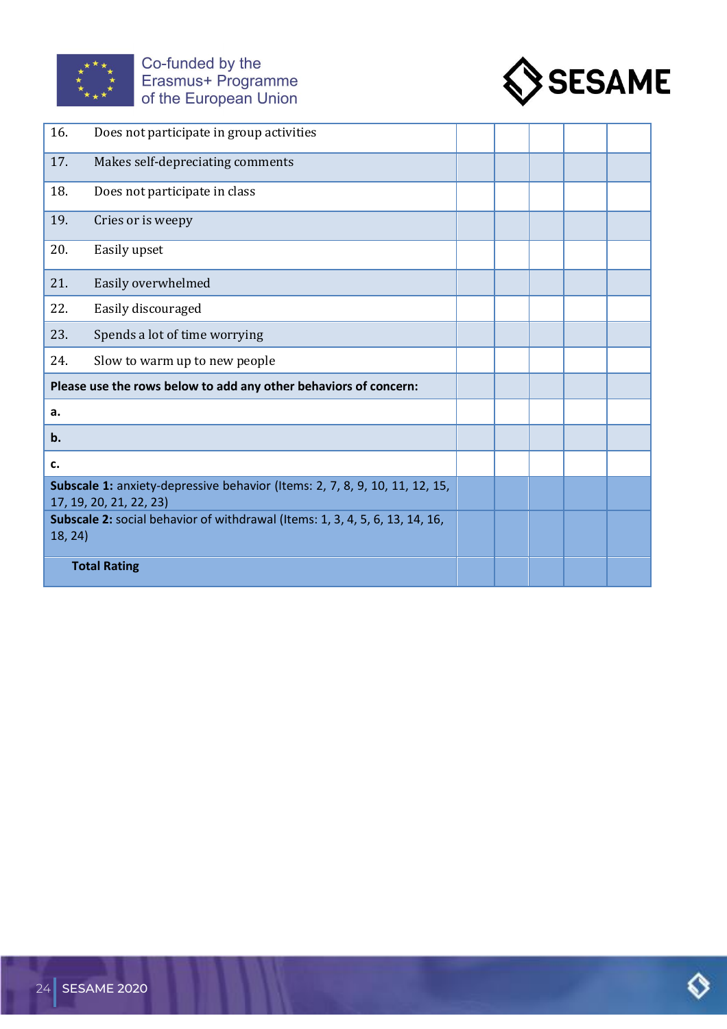| | | | | | |
|---|---|---|---|---|---|
| 16. Does not participate in group activities | | | | | |
| 17. Makes self-depreciating comments | | | | | |
| 18. Does not participate in class | | | | | |
| 19. Cries or is weepy | | | | | |
| 20. Easily upset | | | | | |
| 21. Easily overwhelmed | | | | | |
| 22. Easily discouraged | | | | | |
| 23. Spends a lot of time worrying | | | | | |
| 24. Slow to warm up to new people | | | | | |
| **Please use the rows below to add any other behaviors of concern:** | | | | | |
| **a.** | | | | | |
| **b.** | | | | | |
| **c.** | | | | | |
| **Subscale 1:** anxiety-depressive behavior (Items: 2, 7, 8, 9, 10, 11, 12, 15, 17, 19, 20, 21, 22, 23) | | | | | |
| **Subscale 2:** social behavior of withdrawal (Items: 1, 3, 4, 5, 6, 13, 14, 16, 18, 24) | | | | | |
| **Total Rating** | | | | | |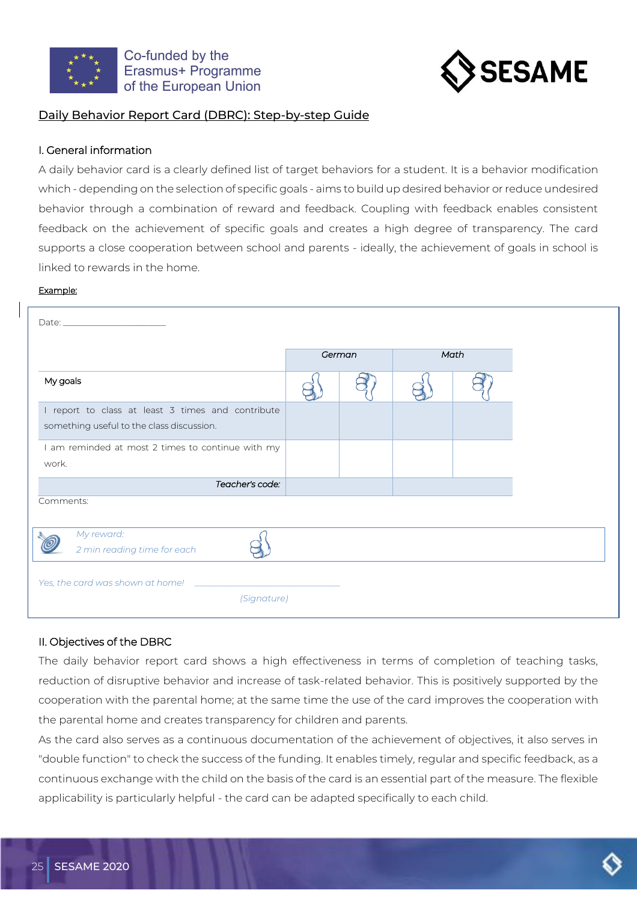Daily Behavior Report Card (DBRC): Step-by-step Guide

## I. General information

A daily behavior card is a clearly defined list of target behaviors for a student. It is a behavior modification which - depending on the selection of specific goals - aims to build up desired behavior or reduce undesired behavior through a combination of reward and feedback. Coupling with feedback enables consistent feedback on the achievement of specific goals and creates a high degree of transparency. The card supports a close cooperation between school and parents - ideally, the achievement of goals in school is linked to rewards in the home.

Example:

Date: ____________________

| | German | | Math | |
|---|---|---|---|---|
| My goals | 👍 | 👎 | 👍 | 👎 |
| I report to class at least 3 times and contribute something useful to the class discussion. | | | | |
| I am reminded at most 2 times to continue with my work. | | | | |
| *Teacher's code:* | | | | |

Comments:

*My reward:*
*2 min reading time for each* 👍

*Yes, the card was shown at home!* ____________________________
*(Signature)*

## II. Objectives of the DBRC

The daily behavior report card shows a high effectiveness in terms of completion of teaching tasks, reduction of disruptive behavior and increase of task-related behavior. This is positively supported by the cooperation with the parental home; at the same time the use of the card improves the cooperation with the parental home and creates transparency for children and parents.

As the card also serves as a continuous documentation of the achievement of objectives, it also serves in "double function" to check the success of the funding. It enables timely, regular and specific feedback, as a continuous exchange with the child on the basis of the card is an essential part of the measure. The flexible applicability is particularly helpful - the card can be adapted specifically to each child.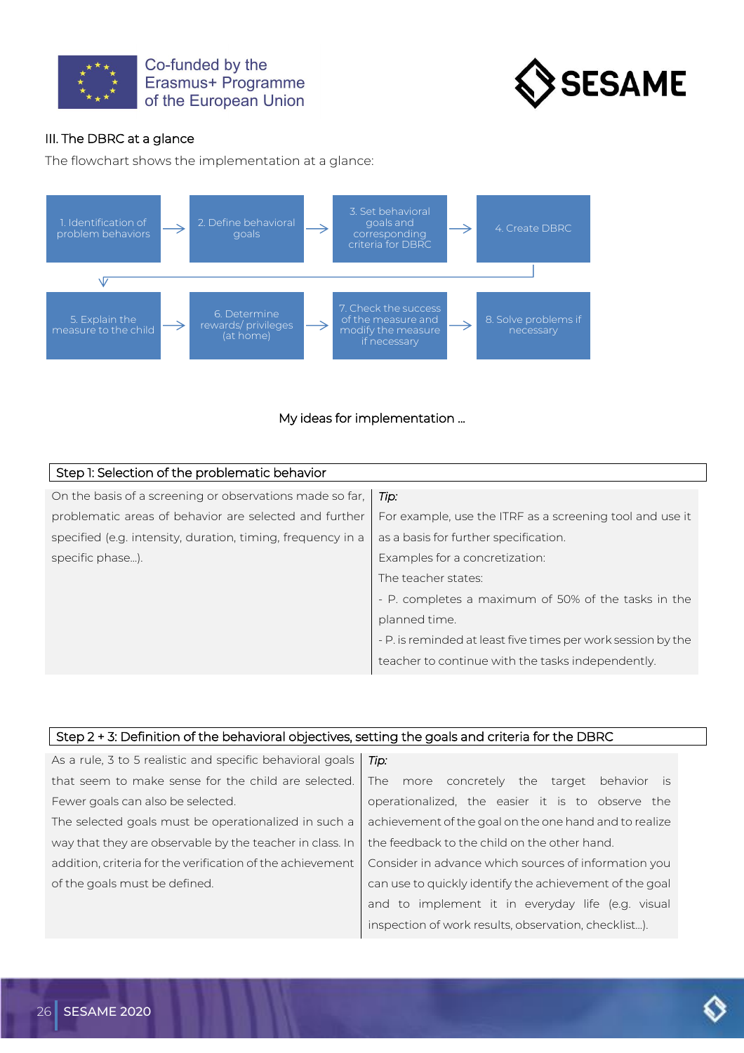## III. The DBRC at a glance

The flowchart shows the implementation at a glance:

1. Identification of problem behaviors → 2. Define behavioral goals → 3. Set behavioral goals and corresponding criteria for DBRC → 4. Create DBRC

5. Explain the measure to the child → 6. Determine rewards/ privileges (at home) → 7. Check the success of the measure and modify the measure if necessary → 8. Solve problems if necessary

My ideas for implementation ...

| Step 1: Selection of the problematic behavior | |
|---|---|
| On the basis of a screening or observations made so far, problematic areas of behavior are selected and further specified (e.g. intensity, duration, timing, frequency in a specific phase...). | *Tip:*<br>For example, use the ITRF as a screening tool and use it as a basis for further specification.<br>Examples for a concretization:<br>The teacher states:<br>- P. completes a maximum of 50% of the tasks in the planned time.<br>- P. is reminded at least five times per work session by the teacher to continue with the tasks independently. |

| Step 2 + 3: Definition of the behavioral objectives, setting the goals and criteria for the DBRC | |
|---|---|
| As a rule, 3 to 5 realistic and specific behavioral goals that seem to make sense for the child are selected. Fewer goals can also be selected.<br>The selected goals must be operationalized in such a way that they are observable by the teacher in class. In addition, criteria for the verification of the achievement of the goals must be defined. | *Tip:*<br>The more concretely the target behavior is operationalized, the easier it is to observe the achievement of the goal on the one hand and to realize the feedback to the child on the other hand.<br>Consider in advance which sources of information you can use to quickly identify the achievement of the goal and to implement it in everyday life (e.g. visual inspection of work results, observation, checklist...). |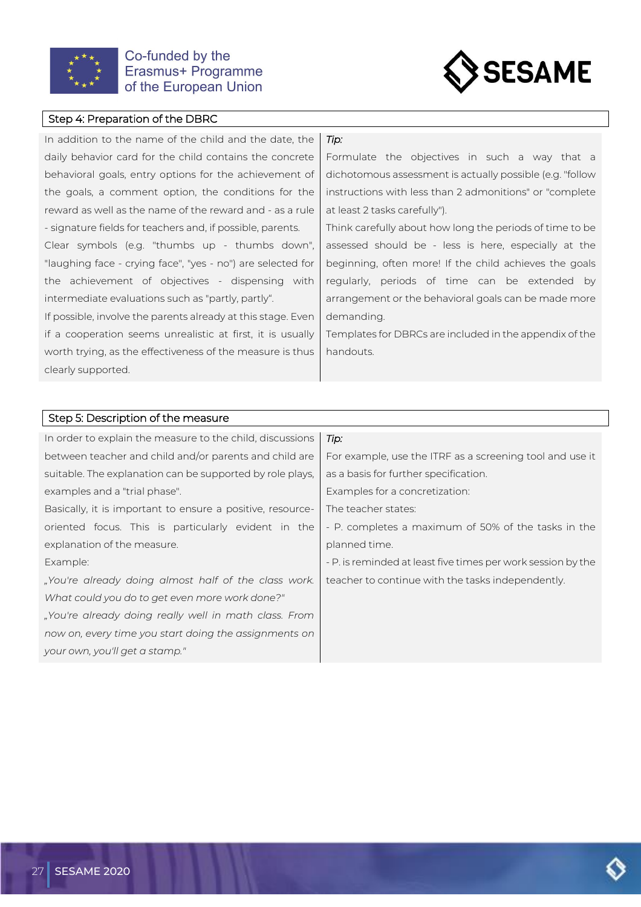## Step 4: Preparation of the DBRC

In addition to the name of the child and the date, the daily behavior card for the child contains the concrete behavioral goals, entry options for the achievement of the goals, a comment option, the conditions for the reward as well as the name of the reward and - as a rule - signature fields for teachers and, if possible, parents.

Clear symbols (e.g. "thumbs up - thumbs down", "laughing face - crying face", "yes - no") are selected for the achievement of objectives - dispensing with intermediate evaluations such as "partly, partly".

If possible, involve the parents already at this stage. Even if a cooperation seems unrealistic at first, it is usually worth trying, as the effectiveness of the measure is thus clearly supported.

*Tip:*

Formulate the objectives in such a way that a dichotomous assessment is actually possible (e.g. "follow instructions with less than 2 admonitions" or "complete at least 2 tasks carefully").

Think carefully about how long the periods of time to be assessed should be - less is here, especially at the beginning, often more! If the child achieves the goals regularly, periods of time can be extended by arrangement or the behavioral goals can be made more demanding.

Templates for DBRCs are included in the appendix of the handouts.

## Step 5: Description of the measure

In order to explain the measure to the child, discussions between teacher and child and/or parents and child are suitable. The explanation can be supported by role plays, examples and a "trial phase".

Basically, it is important to ensure a positive, resource-oriented focus. This is particularly evident in the explanation of the measure.

Example:

*„You're already doing almost half of the class work. What could you do to get even more work done?"*

*„You're already doing really well in math class. From now on, every time you start doing the assignments on your own, you'll get a stamp."*

*Tip:*

For example, use the ITRF as a screening tool and use it as a basis for further specification.

Examples for a concretization:

The teacher states:

- P. completes a maximum of 50% of the tasks in the planned time.
- P. is reminded at least five times per work session by the teacher to continue with the tasks independently.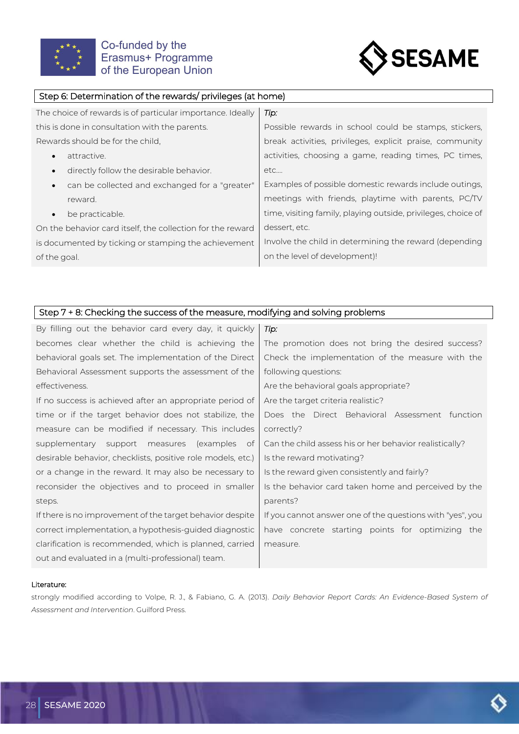| Step 6: Determination of the rewards/ privileges (at home) | |
|---|---|
| The choice of rewards is of particular importance. Ideally this is done in consultation with the parents.<br>Rewards should be for the child,<br>• attractive.<br>• directly follow the desirable behavior.<br>• can be collected and exchanged for a "greater" reward.<br>• be practicable.<br>On the behavior card itself, the collection for the reward is documented by ticking or stamping the achievement of the goal. | *Tip:*<br>Possible rewards in school could be stamps, stickers, break activities, privileges, explicit praise, community activities, choosing a game, reading times, PC times, etc....<br>Examples of possible domestic rewards include outings, meetings with friends, playtime with parents, PC/TV time, visiting family, playing outside, privileges, choice of dessert, etc.<br>Involve the child in determining the reward (depending on the level of development)! |

| Step 7 + 8: Checking the success of the measure, modifying and solving problems | |
|---|---|
| By filling out the behavior card every day, it quickly becomes clear whether the child is achieving the behavioral goals set. The implementation of the Direct Behavioral Assessment supports the assessment of the effectiveness.<br>If no success is achieved after an appropriate period of time or if the target behavior does not stabilize, the measure can be modified if necessary. This includes supplementary support measures (examples of desirable behavior, checklists, positive role models, etc.) or a change in the reward. It may also be necessary to reconsider the objectives and to proceed in smaller steps.<br>If there is no improvement of the target behavior despite correct implementation, a hypothesis-guided diagnostic clarification is recommended, which is planned, carried out and evaluated in a (multi-professional) team. | *Tip:*<br>The promotion does not bring the desired success? Check the implementation of the measure with the following questions:<br>Are the behavioral goals appropriate?<br>Are the target criteria realistic?<br>Does the Direct Behavioral Assessment function correctly?<br>Can the child assess his or her behavior realistically?<br>Is the reward motivating?<br>Is the reward given consistently and fairly?<br>Is the behavior card taken home and perceived by the parents?<br>If you cannot answer one of the questions with "yes", you have concrete starting points for optimizing the measure. |

Literature:

strongly modified according to Volpe, R. J., & Fabiano, G. A. (2013). *Daily Behavior Report Cards: An Evidence-Based System of Assessment and Intervention*. Guilford Press.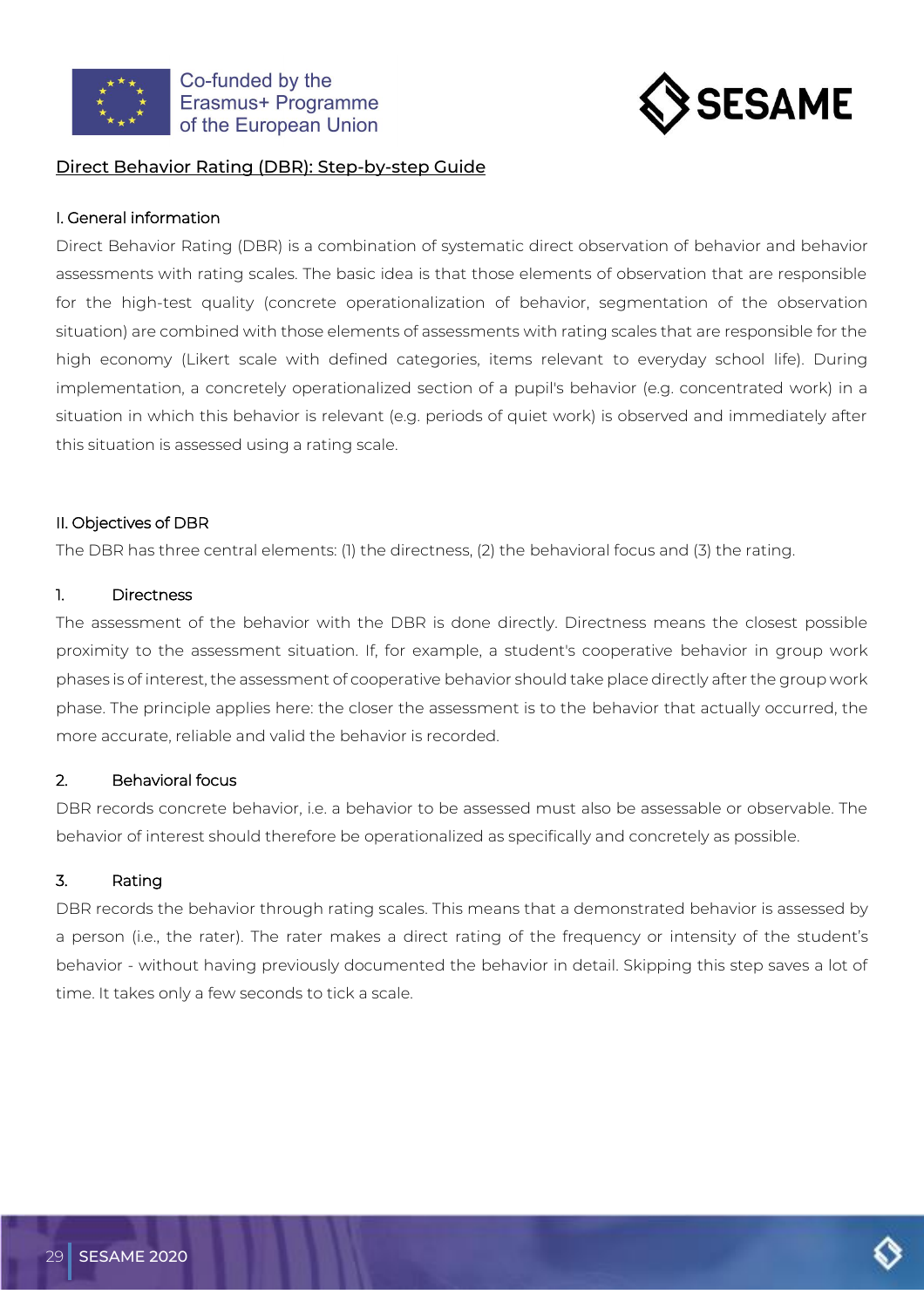## Direct Behavior Rating (DBR): Step-by-step Guide

### I. General information

Direct Behavior Rating (DBR) is a combination of systematic direct observation of behavior and behavior assessments with rating scales. The basic idea is that those elements of observation that are responsible for the high-test quality (concrete operationalization of behavior, segmentation of the observation situation) are combined with those elements of assessments with rating scales that are responsible for the high economy (Likert scale with defined categories, items relevant to everyday school life). During implementation, a concretely operationalized section of a pupil's behavior (e.g. concentrated work) in a situation in which this behavior is relevant (e.g. periods of quiet work) is observed and immediately after this situation is assessed using a rating scale.

### II. Objectives of DBR

The DBR has three central elements: (1) the directness, (2) the behavioral focus and (3) the rating.

#### 1. Directness

The assessment of the behavior with the DBR is done directly. Directness means the closest possible proximity to the assessment situation. If, for example, a student's cooperative behavior in group work phases is of interest, the assessment of cooperative behavior should take place directly after the group work phase. The principle applies here: the closer the assessment is to the behavior that actually occurred, the more accurate, reliable and valid the behavior is recorded.

#### 2. Behavioral focus

DBR records concrete behavior, i.e. a behavior to be assessed must also be assessable or observable. The behavior of interest should therefore be operationalized as specifically and concretely as possible.

#### 3. Rating

DBR records the behavior through rating scales. This means that a demonstrated behavior is assessed by a person (i.e., the rater). The rater makes a direct rating of the frequency or intensity of the student's behavior - without having previously documented the behavior in detail. Skipping this step saves a lot of time. It takes only a few seconds to tick a scale.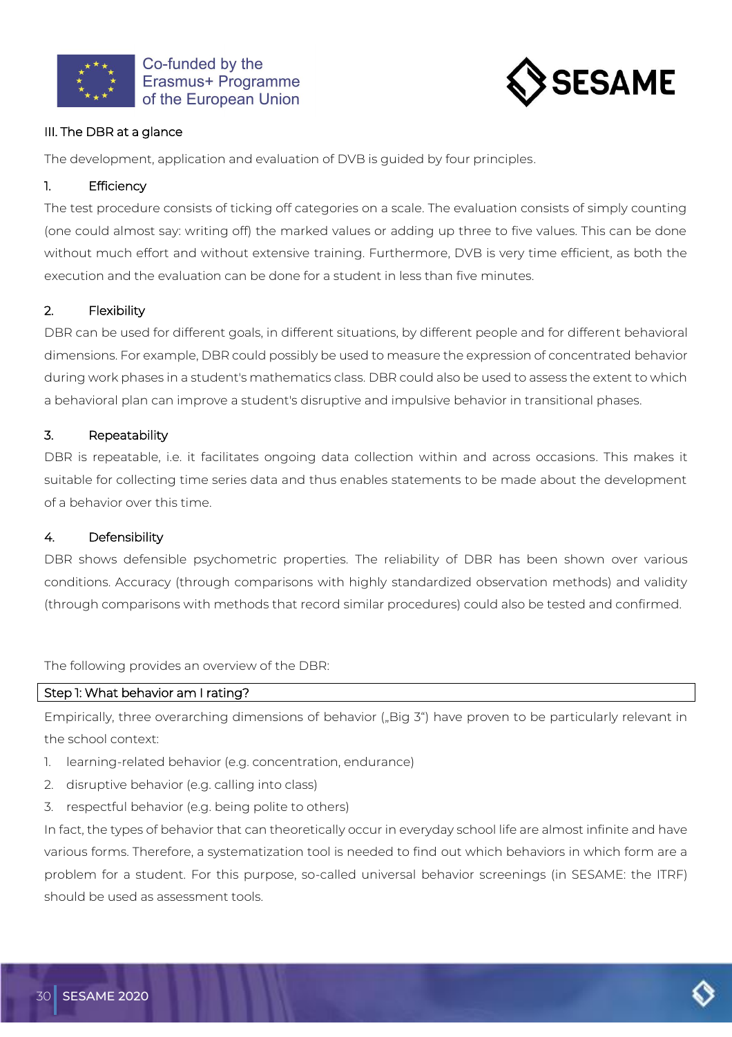## III. The DBR at a glance

The development, application and evaluation of DVB is guided by four principles.

1. Efficiency

The test procedure consists of ticking off categories on a scale. The evaluation consists of simply counting (one could almost say: writing off) the marked values or adding up three to five values. This can be done without much effort and without extensive training. Furthermore, DVB is very time efficient, as both the execution and the evaluation can be done for a student in less than five minutes.

2. Flexibility

DBR can be used for different goals, in different situations, by different people and for different behavioral dimensions. For example, DBR could possibly be used to measure the expression of concentrated behavior during work phases in a student's mathematics class. DBR could also be used to assess the extent to which a behavioral plan can improve a student's disruptive and impulsive behavior in transitional phases.

3. Repeatability

DBR is repeatable, i.e. it facilitates ongoing data collection within and across occasions. This makes it suitable for collecting time series data and thus enables statements to be made about the development of a behavior over this time.

4. Defensibility

DBR shows defensible psychometric properties. The reliability of DBR has been shown over various conditions. Accuracy (through comparisons with highly standardized observation methods) and validity (through comparisons with methods that record similar procedures) could also be tested and confirmed.

The following provides an overview of the DBR:

**Step 1: What behavior am I rating?**

Empirically, three overarching dimensions of behavior („Big 3") have proven to be particularly relevant in the school context:

1. learning-related behavior (e.g. concentration, endurance)
2. disruptive behavior (e.g. calling into class)
3. respectful behavior (e.g. being polite to others)

In fact, the types of behavior that can theoretically occur in everyday school life are almost infinite and have various forms. Therefore, a systematization tool is needed to find out which behaviors in which form are a problem for a student. For this purpose, so-called universal behavior screenings (in SESAME: the ITRF) should be used as assessment tools.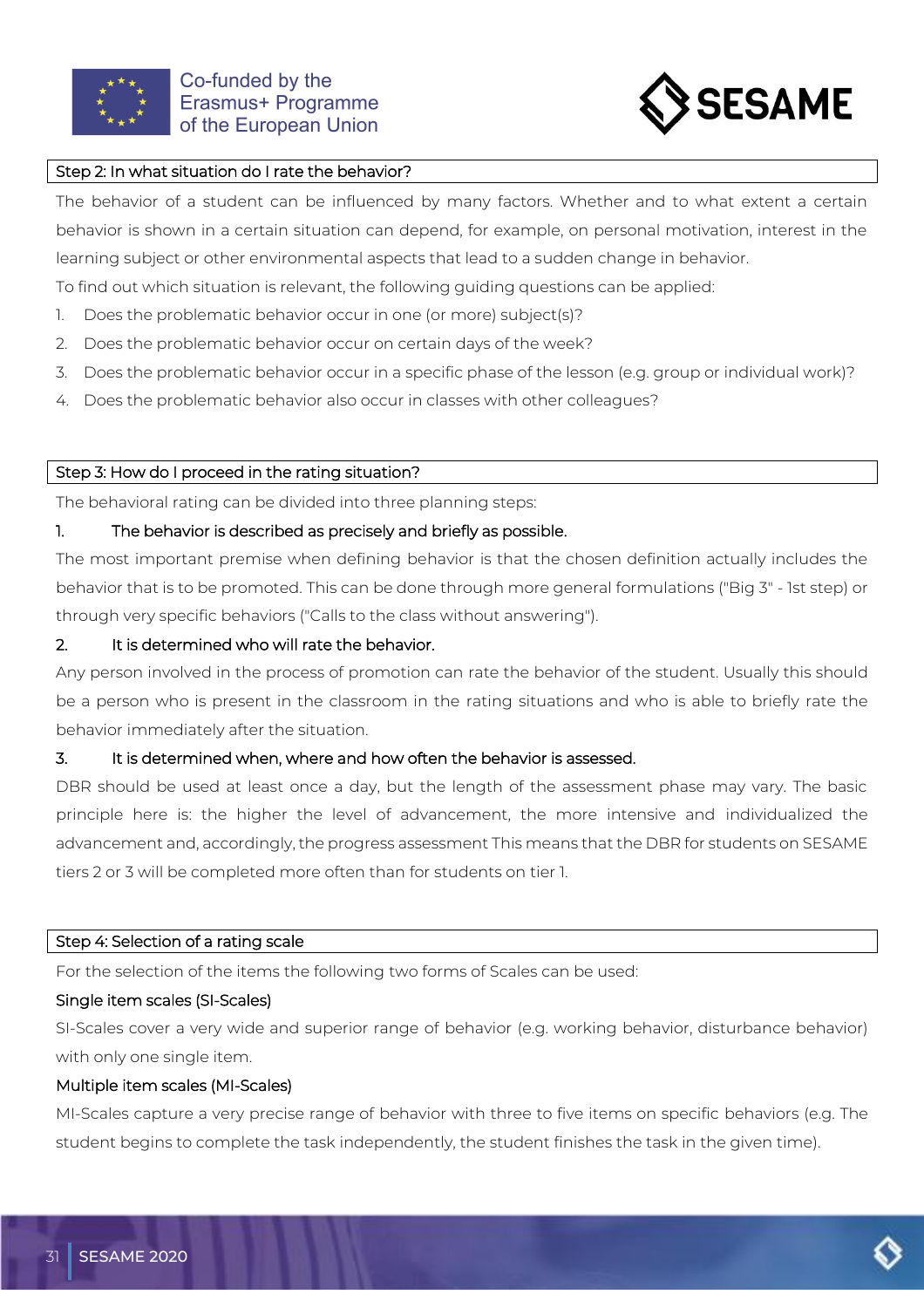## Step 2: In what situation do I rate the behavior?

The behavior of a student can be influenced by many factors. Whether and to what extent a certain behavior is shown in a certain situation can depend, for example, on personal motivation, interest in the learning subject or other environmental aspects that lead to a sudden change in behavior.

To find out which situation is relevant, the following guiding questions can be applied:

1. Does the problematic behavior occur in one (or more) subject(s)?
2. Does the problematic behavior occur on certain days of the week?
3. Does the problematic behavior occur in a specific phase of the lesson (e.g. group or individual work)?
4. Does the problematic behavior also occur in classes with other colleagues?

## Step 3: How do I proceed in the rating situation?

The behavioral rating can be divided into three planning steps:

1. The behavior is described as precisely and briefly as possible.

The most important premise when defining behavior is that the chosen definition actually includes the behavior that is to be promoted. This can be done through more general formulations ("Big 3" - 1st step) or through very specific behaviors ("Calls to the class without answering").

2. It is determined who will rate the behavior.

Any person involved in the process of promotion can rate the behavior of the student. Usually this should be a person who is present in the classroom in the rating situations and who is able to briefly rate the behavior immediately after the situation.

3. It is determined when, where and how often the behavior is assessed.

DBR should be used at least once a day, but the length of the assessment phase may vary. The basic principle here is: the higher the level of advancement, the more intensive and individualized the advancement and, accordingly, the progress assessment This means that the DBR for students on SESAME tiers 2 or 3 will be completed more often than for students on tier 1.

## Step 4: Selection of a rating scale

For the selection of the items the following two forms of Scales can be used:

Single item scales (SI-Scales)

SI-Scales cover a very wide and superior range of behavior (e.g. working behavior, disturbance behavior) with only one single item.

Multiple item scales (MI-Scales)

MI-Scales capture a very precise range of behavior with three to five items on specific behaviors (e.g. The student begins to complete the task independently, the student finishes the task in the given time).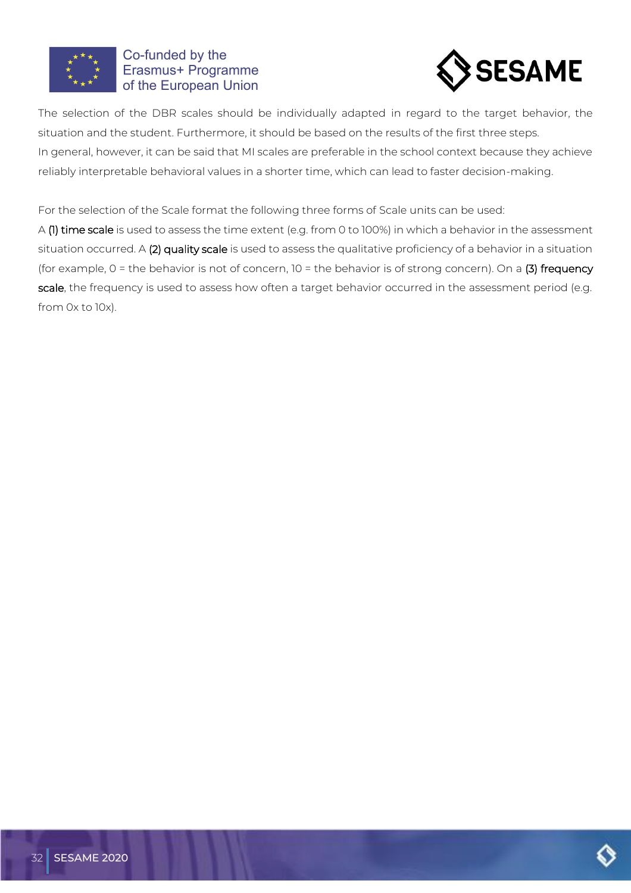The selection of the DBR scales should be individually adapted in regard to the target behavior, the situation and the student. Furthermore, it should be based on the results of the first three steps.
In general, however, it can be said that MI scales are preferable in the school context because they achieve reliably interpretable behavioral values in a shorter time, which can lead to faster decision-making.

For the selection of the Scale format the following three forms of Scale units can be used:
A (1) time scale is used to assess the time extent (e.g. from 0 to 100%) in which a behavior in the assessment situation occurred. A (2) quality scale is used to assess the qualitative proficiency of a behavior in a situation (for example, 0 = the behavior is not of concern, 10 = the behavior is of strong concern). On a (3) frequency scale, the frequency is used to assess how often a target behavior occurred in the assessment period (e.g. from 0x to 10x).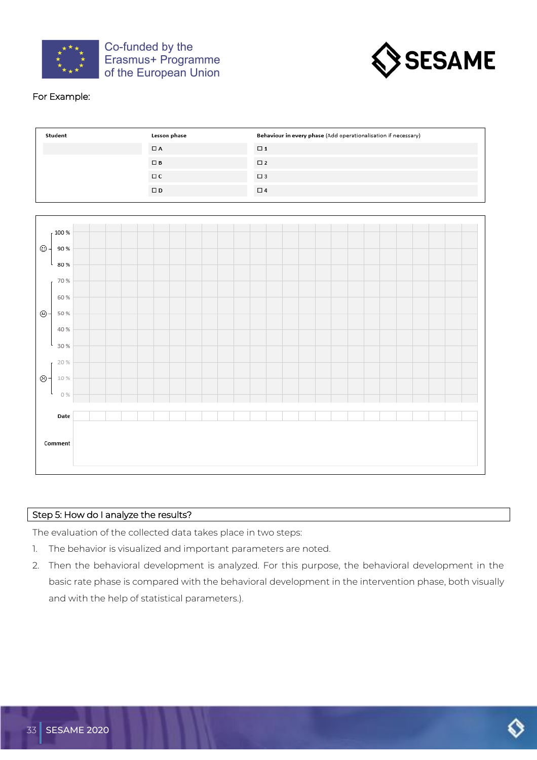For Example:

| Student | Lesson phase | Behaviour in every phase (Add operationalisation if necessary) |
|---|---|---|
| | ☐ A | ☐ 1 |
| | ☐ B | ☐ 2 |
| | ☐ C | ☐ 3 |
| | ☐ D | ☐ 4 |

| | |
|---|---|
| 100 % | |
| 90 % | |
| 80 % | |
| 70 % | |
| 60 % | |
| 50 % | |
| 40 % | |
| 30 % | |
| 20 % | |
| 10 % | |
| 0 % | |
| Date | |
| Comment | |

## Step 5: How do I analyze the results?

The evaluation of the collected data takes place in two steps:

1. The behavior is visualized and important parameters are noted.
2. Then the behavioral development is analyzed. For this purpose, the behavioral development in the basic rate phase is compared with the behavioral development in the intervention phase, both visually and with the help of statistical parameters.).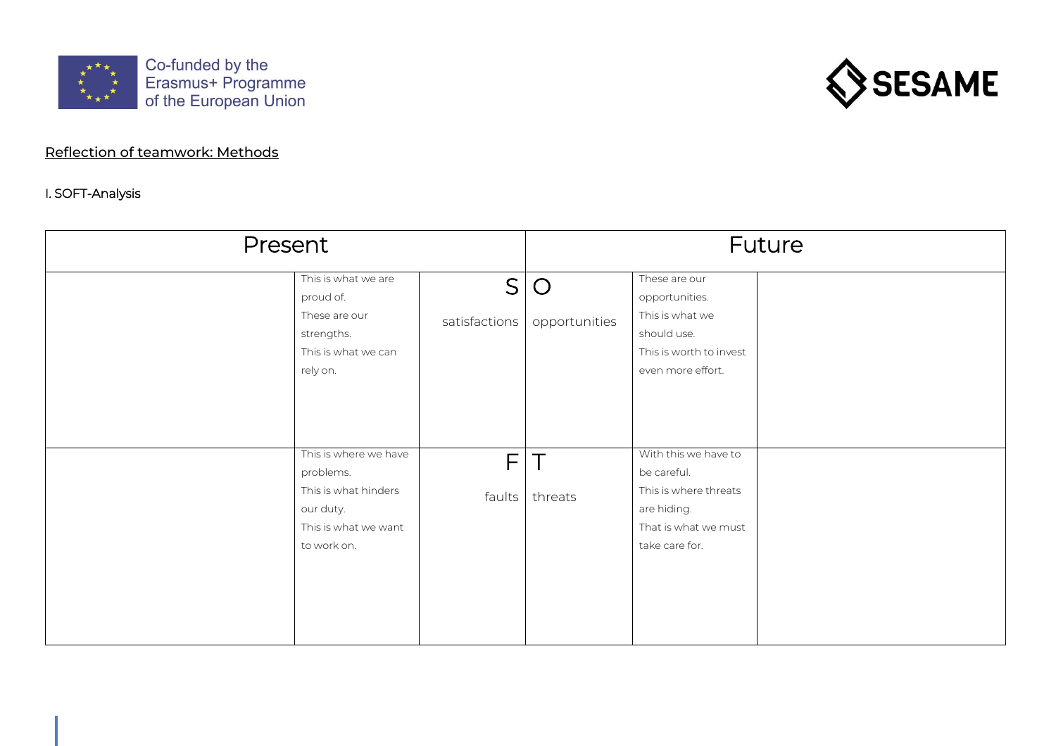Co-funded by the Erasmus+ Programme of the European Union

SESAME

<u>Reflection of teamwork: Methods</u>

I. SOFT-Analysis

| Present | | | Future | | |
|---|---|---|---|---|---|
| | This is what we are proud of. These are our strengths. This is what we can rely on. | S satisfactions | O opportunities | These are our opportunities. This is what we should use. This is worth to invest even more effort. | |
| | This is where we have problems. This is what hinders our duty. This is what we want to work on. | F faults | T threats | With this we have to be careful. This is where threats are hiding. That is what we must take care for. | |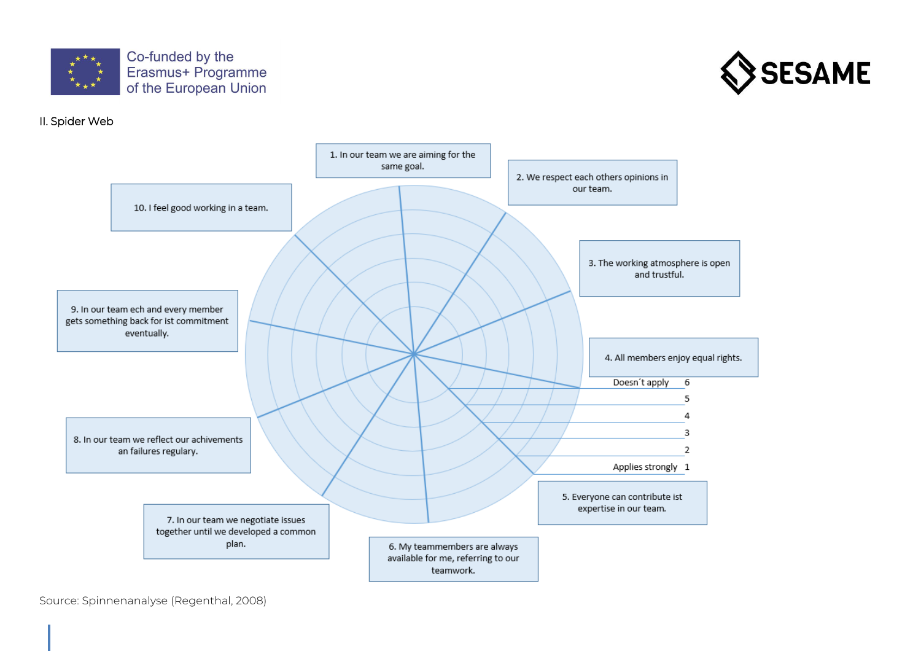II. Spider Web

1. In our team we are aiming for the same goal.

2. We respect each others opinions in our team.

3. The working atmosphere is open and trustful.

4. All members enjoy equal rights.

5. Everyone can contribute ist expertise in our team.

6. My teammembers are always available for me, referring to our teamwork.

7. In our team we negotiate issues together until we developed a common plan.

8. In our team we reflect our achivements an failures regulary.

9. In our team ech and every member gets something back for ist commitment eventually.

10. I feel good working in a team.

Doesn´t apply 6

5

4

3

2

Applies strongly 1

Source: Spinnenanalyse (Regenthal, 2008)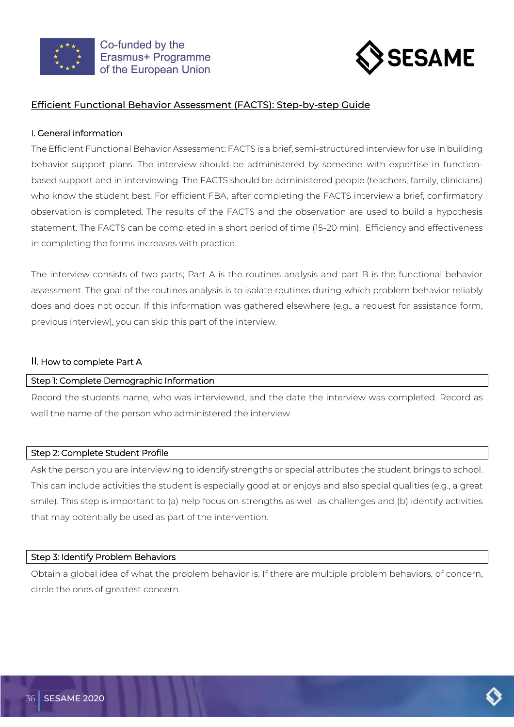## Efficient Functional Behavior Assessment (FACTS): Step-by-step Guide

### I. General information

The Efficient Functional Behavior Assessment: FACTS is a brief, semi-structured interview for use in building behavior support plans. The interview should be administered by someone with expertise in function-based support and in interviewing. The FACTS should be administered people (teachers, family, clinicians) who know the student best. For efficient FBA, after completing the FACTS interview a brief, confirmatory observation is completed. The results of the FACTS and the observation are used to build a hypothesis statement. The FACTS can be completed in a short period of time (15-20 min). Efficiency and effectiveness in completing the forms increases with practice.

The interview consists of two parts; Part A is the routines analysis and part B is the functional behavior assessment. The goal of the routines analysis is to isolate routines during which problem behavior reliably does and does not occur. If this information was gathered elsewhere (e.g., a request for assistance form, previous interview), you can skip this part of the interview.

### II. How to complete Part A

#### Step 1: Complete Demographic Information

Record the students name, who was interviewed, and the date the interview was completed. Record as well the name of the person who administered the interview.

#### Step 2: Complete Student Profile

Ask the person you are interviewing to identify strengths or special attributes the student brings to school. This can include activities the student is especially good at or enjoys and also special qualities (e.g., a great smile). This step is important to (a) help focus on strengths as well as challenges and (b) identify activities that may potentially be used as part of the intervention.

#### Step 3: Identify Problem Behaviors

Obtain a global idea of what the problem behavior is. If there are multiple problem behaviors, of concern, circle the ones of greatest concern.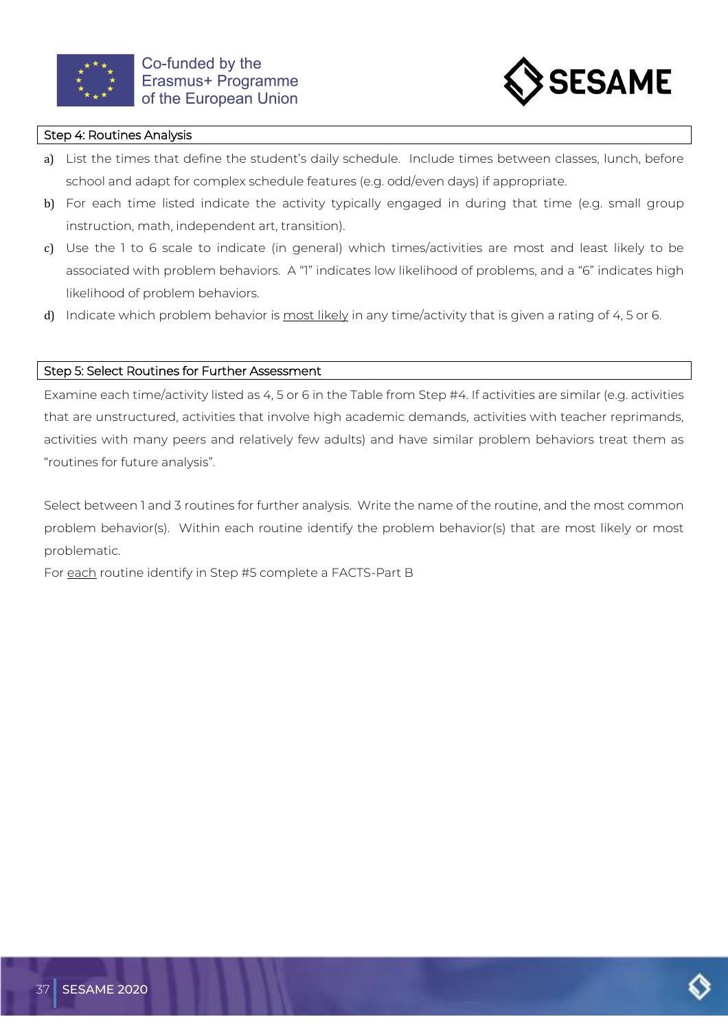## Step 4: Routines Analysis

a) List the times that define the student's daily schedule. Include times between classes, lunch, before school and adapt for complex schedule features (e.g. odd/even days) if appropriate.

b) For each time listed indicate the activity typically engaged in during that time (e.g. small group instruction, math, independent art, transition).

c) Use the 1 to 6 scale to indicate (in general) which times/activities are most and least likely to be associated with problem behaviors. A "1" indicates low likelihood of problems, and a "6" indicates high likelihood of problem behaviors.

d) Indicate which problem behavior is <u>most likely</u> in any time/activity that is given a rating of 4, 5 or 6.

## Step 5: Select Routines for Further Assessment

Examine each time/activity listed as 4, 5 or 6 in the Table from Step #4. If activities are similar (e.g. activities that are unstructured, activities that involve high academic demands, activities with teacher reprimands, activities with many peers and relatively few adults) and have similar problem behaviors treat them as "routines for future analysis".

Select between 1 and 3 routines for further analysis. Write the name of the routine, and the most common problem behavior(s). Within each routine identify the problem behavior(s) that are most likely or most problematic.

For <u>each</u> routine identify in Step #5 complete a FACTS-Part B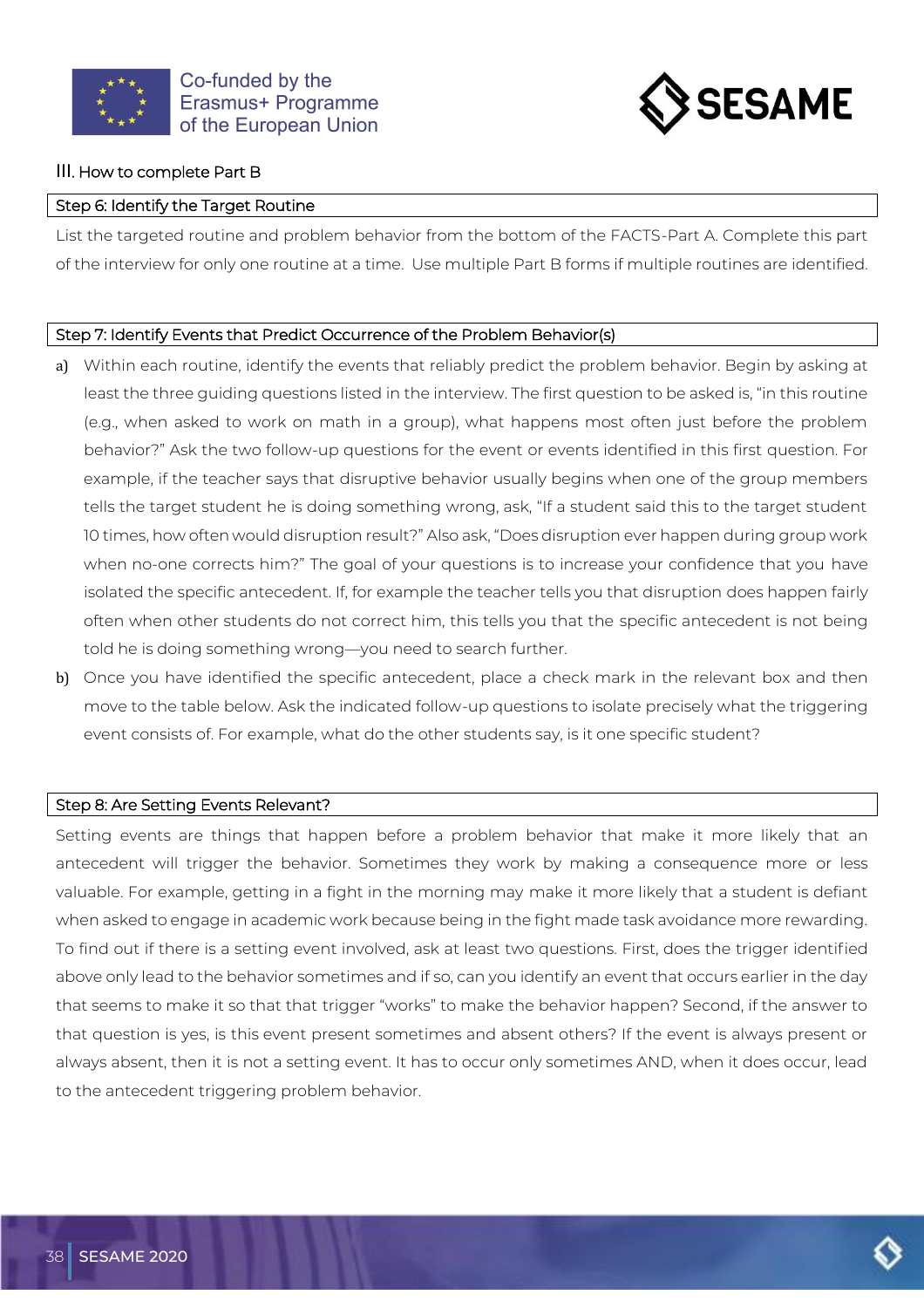## III. How to complete Part B

### Step 6: Identify the Target Routine

List the targeted routine and problem behavior from the bottom of the FACTS-Part A. Complete this part of the interview for only one routine at a time. Use multiple Part B forms if multiple routines are identified.

### Step 7: Identify Events that Predict Occurrence of the Problem Behavior(s)

a) Within each routine, identify the events that reliably predict the problem behavior. Begin by asking at least the three guiding questions listed in the interview. The first question to be asked is, "in this routine (e.g., when asked to work on math in a group), what happens most often just before the problem behavior?" Ask the two follow-up questions for the event or events identified in this first question. For example, if the teacher says that disruptive behavior usually begins when one of the group members tells the target student he is doing something wrong, ask, "If a student said this to the target student 10 times, how often would disruption result?" Also ask, "Does disruption ever happen during group work when no-one corrects him?" The goal of your questions is to increase your confidence that you have isolated the specific antecedent. If, for example the teacher tells you that disruption does happen fairly often when other students do not correct him, this tells you that the specific antecedent is not being told he is doing something wrong—you need to search further.

b) Once you have identified the specific antecedent, place a check mark in the relevant box and then move to the table below. Ask the indicated follow-up questions to isolate precisely what the triggering event consists of. For example, what do the other students say, is it one specific student?

### Step 8: Are Setting Events Relevant?

Setting events are things that happen before a problem behavior that make it more likely that an antecedent will trigger the behavior. Sometimes they work by making a consequence more or less valuable. For example, getting in a fight in the morning may make it more likely that a student is defiant when asked to engage in academic work because being in the fight made task avoidance more rewarding. To find out if there is a setting event involved, ask at least two questions. First, does the trigger identified above only lead to the behavior sometimes and if so, can you identify an event that occurs earlier in the day that seems to make it so that that trigger "works" to make the behavior happen? Second, if the answer to that question is yes, is this event present sometimes and absent others? If the event is always present or always absent, then it is not a setting event. It has to occur only sometimes AND, when it does occur, lead to the antecedent triggering problem behavior.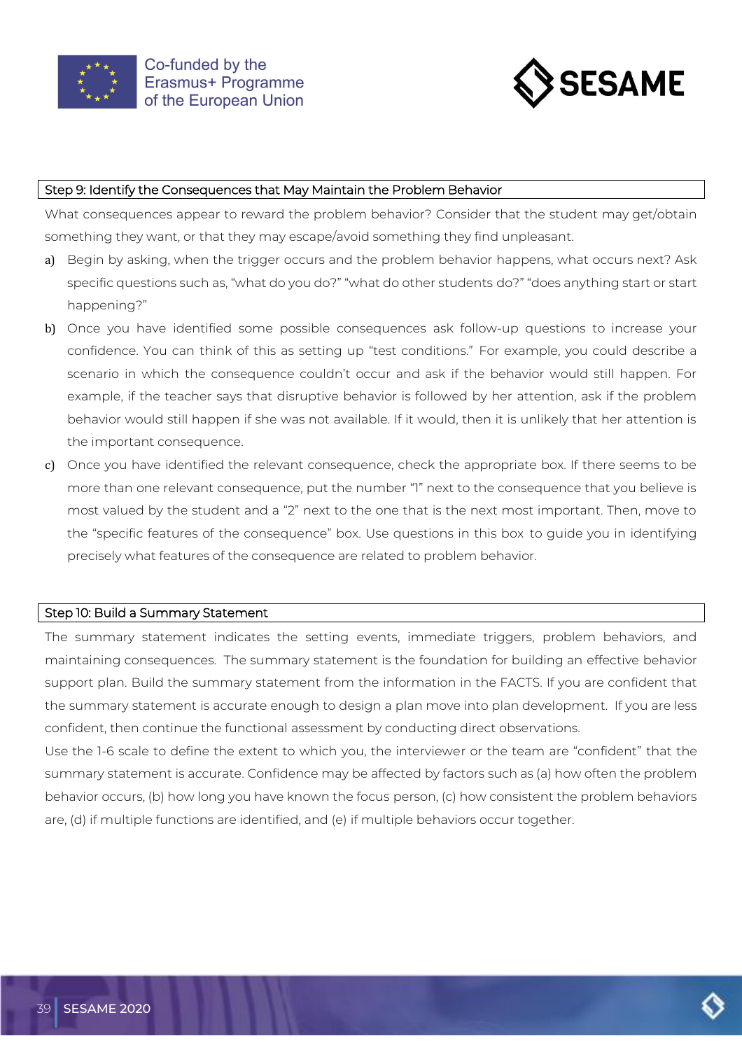### Step 9: Identify the Consequences that May Maintain the Problem Behavior

What consequences appear to reward the problem behavior? Consider that the student may get/obtain something they want, or that they may escape/avoid something they find unpleasant.

a) Begin by asking, when the trigger occurs and the problem behavior happens, what occurs next? Ask specific questions such as, "what do you do?" "what do other students do?" "does anything start or start happening?"

b) Once you have identified some possible consequences ask follow-up questions to increase your confidence. You can think of this as setting up "test conditions." For example, you could describe a scenario in which the consequence couldn't occur and ask if the behavior would still happen. For example, if the teacher says that disruptive behavior is followed by her attention, ask if the problem behavior would still happen if she was not available. If it would, then it is unlikely that her attention is the important consequence.

c) Once you have identified the relevant consequence, check the appropriate box. If there seems to be more than one relevant consequence, put the number "1" next to the consequence that you believe is most valued by the student and a "2" next to the one that is the next most important. Then, move to the "specific features of the consequence" box. Use questions in this box to guide you in identifying precisely what features of the consequence are related to problem behavior.

### Step 10: Build a Summary Statement

The summary statement indicates the setting events, immediate triggers, problem behaviors, and maintaining consequences. The summary statement is the foundation for building an effective behavior support plan. Build the summary statement from the information in the FACTS. If you are confident that the summary statement is accurate enough to design a plan move into plan development. If you are less confident, then continue the functional assessment by conducting direct observations.

Use the 1-6 scale to define the extent to which you, the interviewer or the team are "confident" that the summary statement is accurate. Confidence may be affected by factors such as (a) how often the problem behavior occurs, (b) how long you have known the focus person, (c) how consistent the problem behaviors are, (d) if multiple functions are identified, and (e) if multiple behaviors occur together.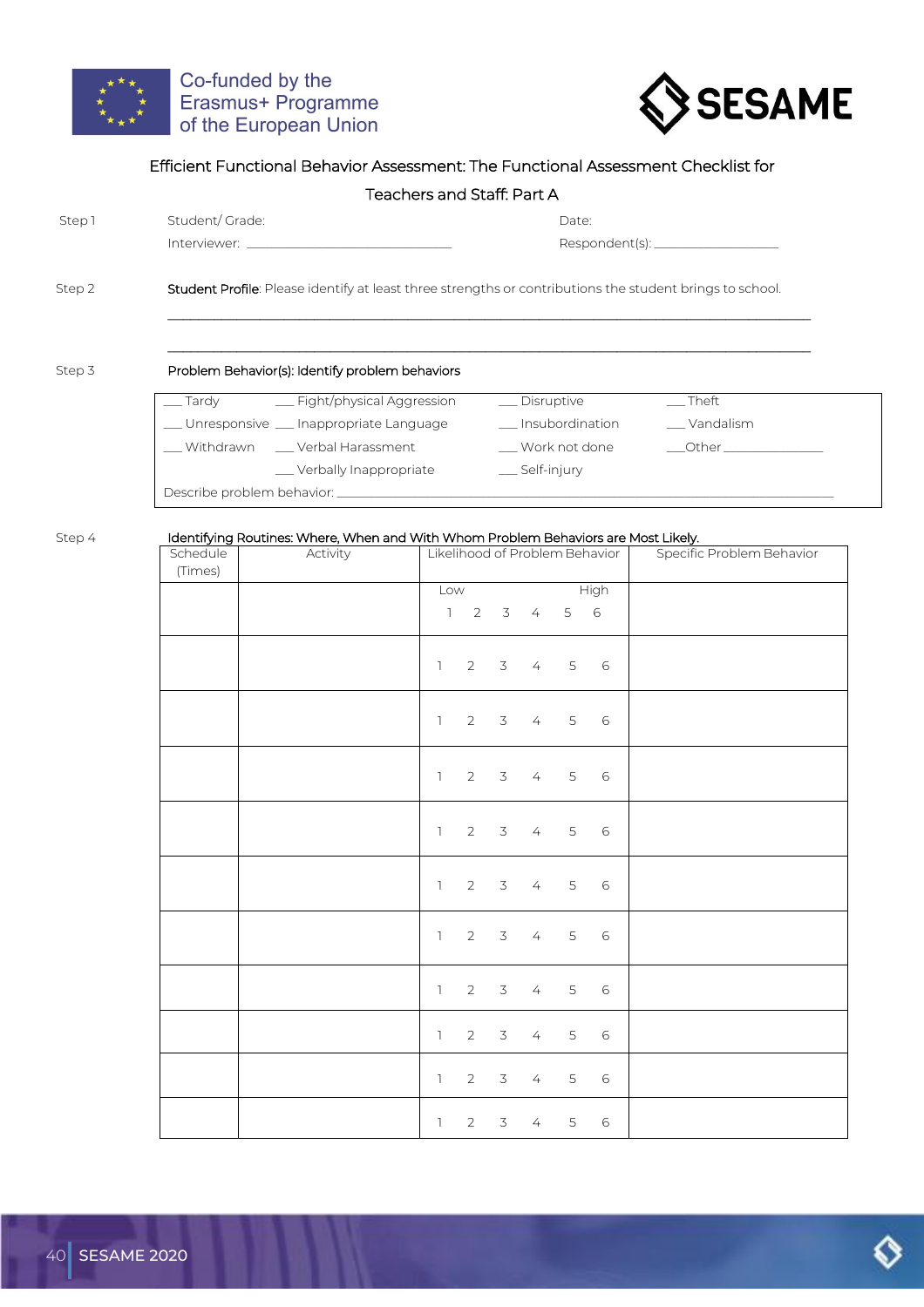Co-funded by the Erasmus+ Programme of the European Union

SESAME

## Efficient Functional Behavior Assessment: The Functional Assessment Checklist for Teachers and Staff: Part A

Step 1 Student/ Grade: Date:

Interviewer: ______________________________ Respondent(s): ________________

Step 2 **Student Profile**: Please identify at least three strengths or contributions the student brings to school.

______________________________________________________________________________________

______________________________________________________________________________________

Step 3 **Problem Behavior(s): Identify problem behaviors**

| | | | |
|---|---|---|---|
| ___ Tardy | ___ Fight/physical Aggression | ___ Disruptive | ___ Theft |
| ___ Unresponsive | ___ Inappropriate Language | ___ Insubordination | ___ Vandalism |
| ___ Withdrawn | ___ Verbal Harassment | ___ Work not done | ___Other ______________ |
| | ___ Verbally Inappropriate | ___ Self-injury | |

Describe problem behavior: ______________________________________________________________________________

Step 4 **Identifying Routines: Where, When and With Whom Problem Behaviors are Most Likely.**

| Schedule (Times) | Activity | Likelihood of Problem Behavior | Specific Problem Behavior |
|---|---|---|---|
| | | Low High<br>1 2 3 4 5 6 | |
| | | 1 2 3 4 5 6 | |
| | | 1 2 3 4 5 6 | |
| | | 1 2 3 4 5 6 | |
| | | 1 2 3 4 5 6 | |
| | | 1 2 3 4 5 6 | |
| | | 1 2 3 4 5 6 | |
| | | 1 2 3 4 5 6 | |
| | | 1 2 3 4 5 6 | |
| | | 1 2 3 4 5 6 | |
| | | 1 2 3 4 5 6 | |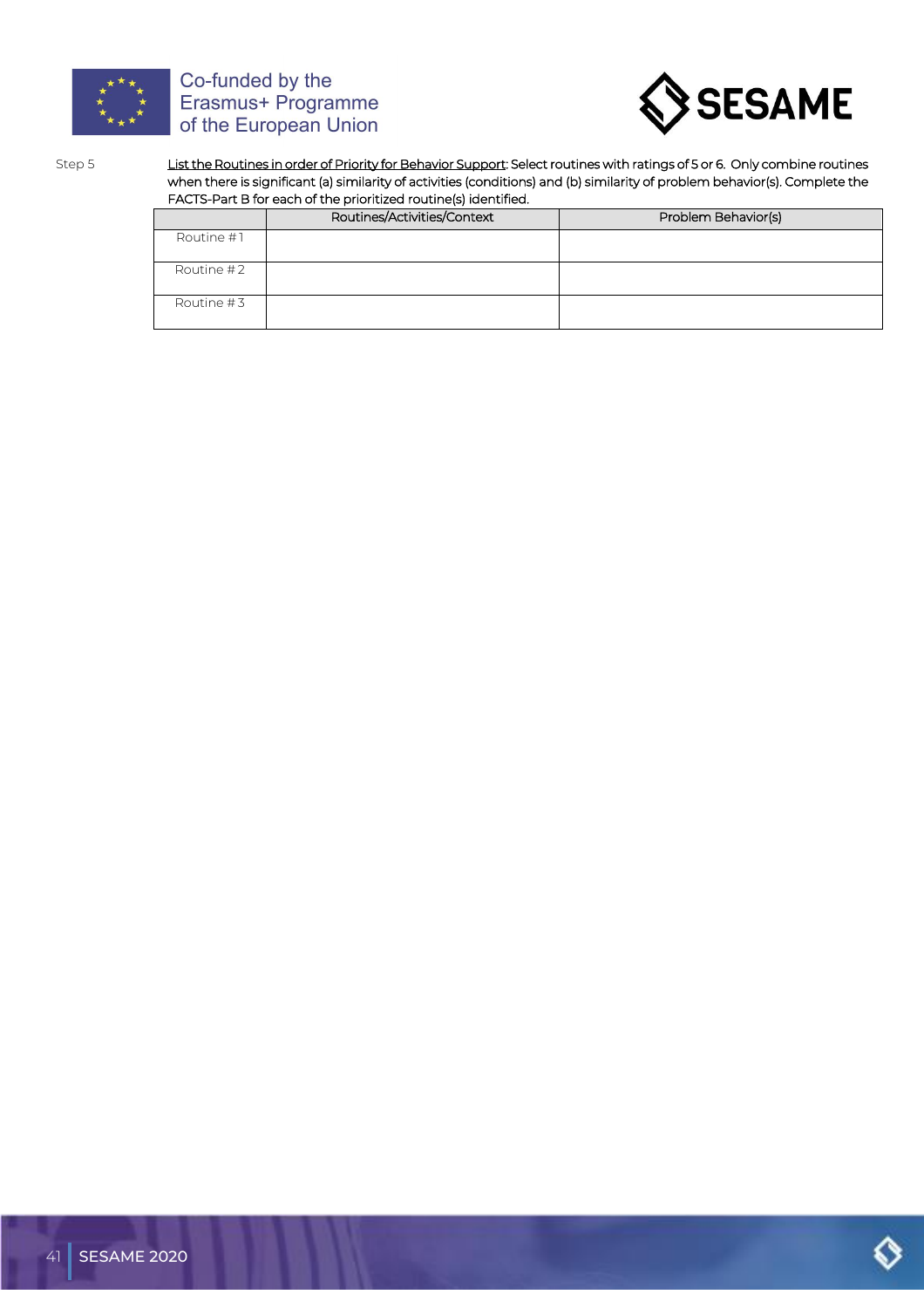Step 5

List the Routines in order of Priority for Behavior Support: Select routines with ratings of 5 or 6. Only combine routines when there is significant (a) similarity of activities (conditions) and (b) similarity of problem behavior(s). Complete the FACTS-Part B for each of the prioritized routine(s) identified.

| | Routines/Activities/Context | Problem Behavior(s) |
|---|---|---|
| Routine # 1 | | |
| Routine # 2 | | |
| Routine # 3 | | |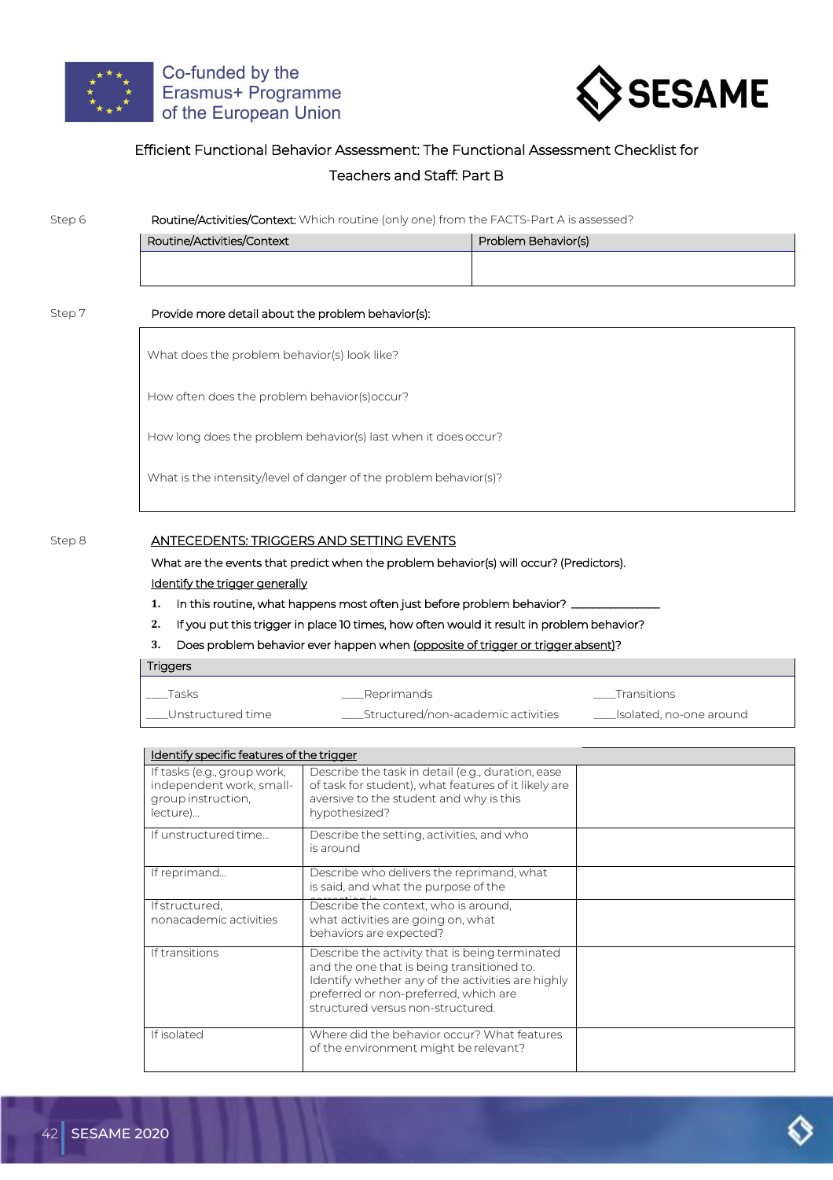# Efficient Functional Behavior Assessment: The Functional Assessment Checklist for Teachers and Staff: Part B

**Step 6** Routine/Activities/Context: Which routine (only one) from the FACTS-Part A is assessed?

| Routine/Activities/Context | Problem Behavior(s) |
|---|---|
| | |

**Step 7** Provide more detail about the problem behavior(s):

| |
|---|
| What does the problem behavior(s) look like? |
| How often does the problem behavior(s)occur? |
| How long does the problem behavior(s) last when it does occur? |
| What is the intensity/level of danger of the problem behavior(s)? |

**Step 8** ANTECEDENTS: TRIGGERS AND SETTING EVENTS

What are the events that predict when the problem behavior(s) will occur? (Predictors).

Identify the trigger generally

1. In this routine, what happens most often just before problem behavior? _______________
2. If you put this trigger in place 10 times, how often would it result in problem behavior?
3. Does problem behavior ever happen when (opposite of trigger or trigger absent)?

| Triggers | | |
|---|---|---|
| ____Tasks | ____Reprimands | ____Transitions |
| ____Unstructured time | ____Structured/non-academic activities | ____Isolated, no-one around |

| Identify specific features of the trigger | | |
|---|---|---|
| If tasks (e.g., group work, independent work, small-group instruction, lecture)... | Describe the task in detail (e.g., duration, ease of task for student), what features of it likely are aversive to the student and why is this hypothesized? | |
| If unstructured time... | Describe the setting, activities, and who is around | |
| If reprimand... | Describe who delivers the reprimand, what is said, and what the purpose of the correction is | |
| If structured, nonacademic activities | Describe the context, who is around, what activities are going on, what behaviors are expected? | |
| If transitions | Describe the activity that is being terminated and the one that is being transitioned to. Identify whether any of the activities are highly preferred or non-preferred, which are structured versus non-structured. | |
| If isolated | Where did the behavior occur? What features of the environment might be relevant? | |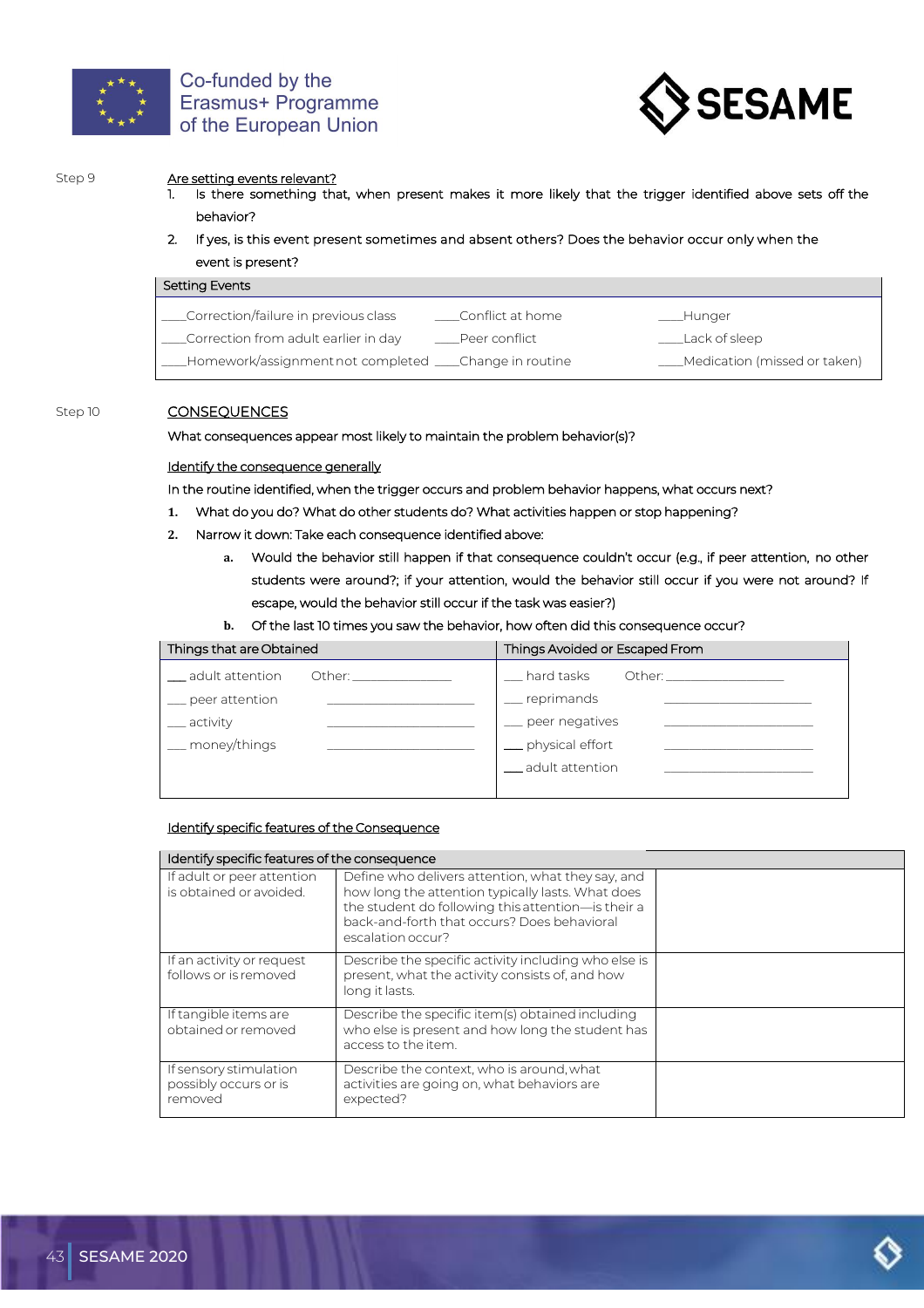Step 9

<u>Are setting events relevant?</u>

1. Is there something that, when present makes it more likely that the trigger identified above sets off the behavior?
2. If yes, is this event present sometimes and absent others? Does the behavior occur only when the event is present?

| Setting Events | | |
|---|---|---|
| ____Correction/failure in previous class | ____Conflict at home | ____Hunger |
| ____Correction from adult earlier in day | ____Peer conflict | ____Lack of sleep |
| ____Homework/assignment not completed | ____Change in routine | ____Medication (missed or taken) |

Step 10

<u>CONSEQUENCES</u>

What consequences appear most likely to maintain the problem behavior(s)?

<u>Identify the consequence generally</u>

In the routine identified, when the trigger occurs and problem behavior happens, what occurs next?

1. What do you do? What do other students do? What activities happen or stop happening?
2. Narrow it down: Take each consequence identified above:
   a. Would the behavior still happen if that consequence couldn't occur (e.g., if peer attention, no other students were around?; if your attention, would the behavior still occur if you were not around? If escape, would the behavior still occur if the task was easier?)
   b. Of the last 10 times you saw the behavior, how often did this consequence occur?

| Things that are Obtained | | Things Avoided or Escaped From | |
|---|---|---|---|
| ___ adult attention | Other: _______________ | ___ hard tasks | Other: _________________ |
| ___ peer attention | ______________________ | ___ reprimands | ______________________ |
| ___ activity | ______________________ | ___ peer negatives | ______________________ |
| ___ money/things | ______________________ | ___ physical effort | ______________________ |
| | | ___ adult attention | ______________________ |

<u>Identify specific features of the Consequence</u>

| Identify specific features of the consequence | | |
|---|---|---|
| If adult or peer attention is obtained or avoided. | Define who delivers attention, what they say, and how long the attention typically lasts. What does the student do following this attention—is their a back-and-forth that occurs? Does behavioral escalation occur? | |
| If an activity or request follows or is removed | Describe the specific activity including who else is present, what the activity consists of, and how long it lasts. | |
| If tangible items are obtained or removed | Describe the specific item(s) obtained including who else is present and how long the student has access to the item. | |
| If sensory stimulation possibly occurs or is removed | Describe the context, who is around, what activities are going on, what behaviors are expected? | |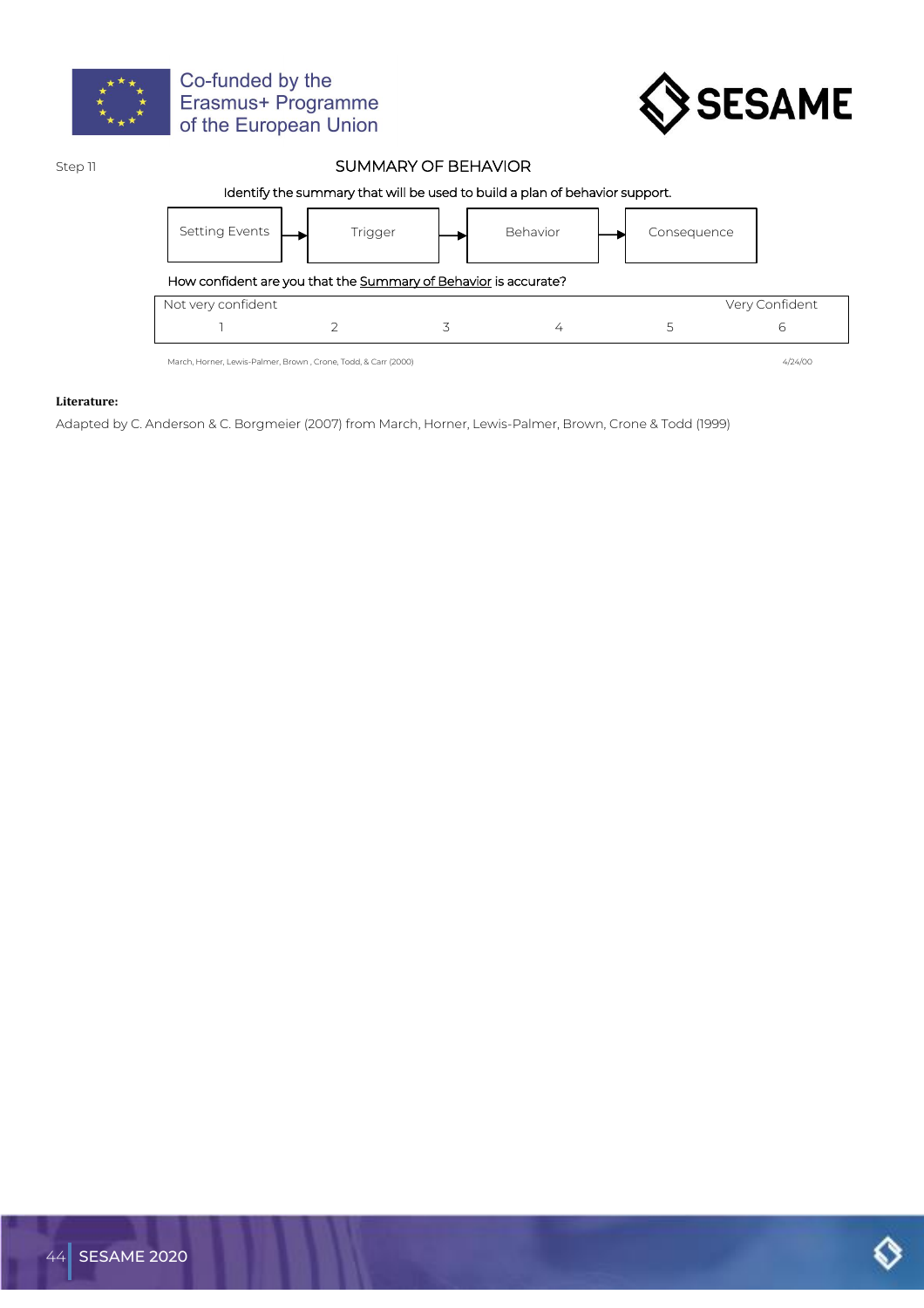Step 11

## SUMMARY OF BEHAVIOR

Identify the summary that will be used to build a plan of behavior support.

Setting Events → Trigger → Behavior → Consequence

How confident are you that the Summary of Behavior is accurate?

| Not very confident | | | | | Very Confident |
|---|---|---|---|---|---|
| 1 | 2 | 3 | 4 | 5 | 6 |

March, Horner, Lewis-Palmer, Brown , Crone, Todd, & Carr (2000) 4/24/00

**Literature:**

Adapted by C. Anderson & C. Borgmeier (2007) from March, Horner, Lewis-Palmer, Brown, Crone & Todd (1999)